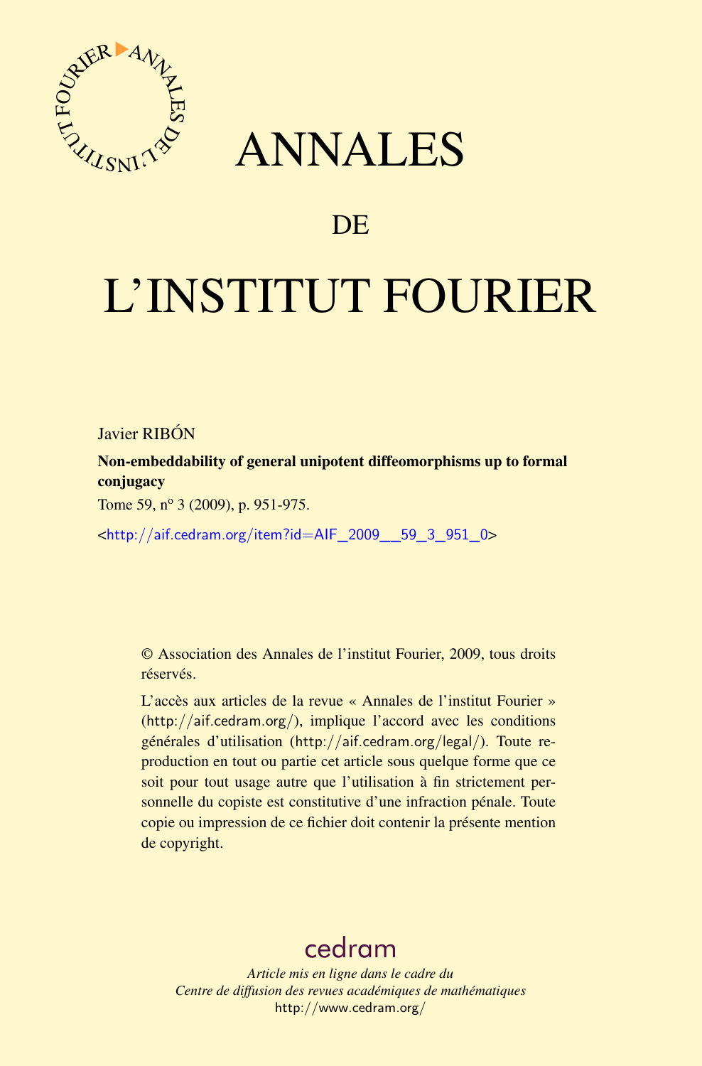# ANNALES

## DE

# L'INSTITUT FOURIER

Javier RIBÓN

**Non-embeddability of general unipotent diffeomorphisms up to formal conjugacy**

Tome 59, n° 3 (2009), p. 951-975.

<http://aif.cedram.org/item?id=AIF_2009__59_3_951_0>

© Association des Annales de l'institut Fourier, 2009, tous droits réservés.

L'accès aux articles de la revue « Annales de l'institut Fourier » (http://aif.cedram.org/), implique l'accord avec les conditions générales d'utilisation (http://aif.cedram.org/legal/). Toute reproduction en tout ou partie cet article sous quelque forme que ce soit pour tout usage autre que l'utilisation à fin strictement personnelle du copiste est constitutive d'une infraction pénale. Toute copie ou impression de ce fichier doit contenir la présente mention de copyright.

cedram

*Article mis en ligne dans le cadre du*
*Centre de diffusion des revues académiques de mathématiques*
http://www.cedram.org/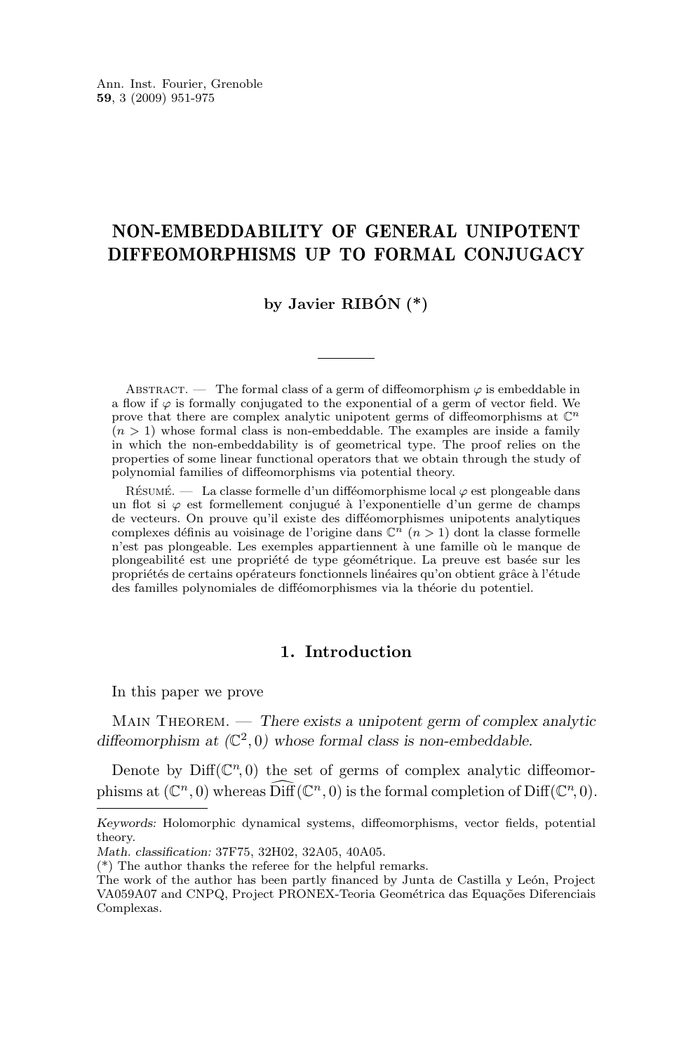# NON-EMBEDDABILITY OF GENERAL UNIPOTENT DIFFEOMORPHISMS UP TO FORMAL CONJUGACY

**by Javier RIBÓN (\*)**

ABSTRACT. — The formal class of a germ of diffeomorphism $\varphi$ is embeddable in a flow if $\varphi$ is formally conjugated to the exponential of a germ of vector field. We prove that there are complex analytic germs of diffeomorphisms at $\mathbb{C}^n$ $(n > 1)$ whose formal class is non-embeddable. The examples are inside a family in which the non-embeddability is of geometrical type. The proof relies on the properties of some linear functional operators that we obtain through the study of polynomial families of diffeomorphisms via potential theory.

RÉSUMÉ. — La classe formelle d'un difféomorphisme local $\varphi$ est plongeable dans un flot si $\varphi$ est formellement conjugué à l'exponentielle d'un germe de champs de vecteurs. On prouve qu'il existe des difféomorphismes unipotents analytiques complexes définis au voisinage de l'origine dans $\mathbb{C}^n$ $(n > 1)$ dont la classe formelle n'est pas plongeable. Les exemples appartiennent à une famille où le manque de plongeabilité est une propriété de type géométrique. La preuve est basée sur les propriétés de certains opérateurs fonctionnels linéaires qu'on obtient grâce à l'étude des familles polynomiales de difféomorphismes via la théorie du potentiel.

## 1. Introduction

In this paper we prove

MAIN THEOREM. — *There exists a unipotent germ of complex analytic diffeomorphism at $(\mathbb{C}^2, 0)$ whose formal class is non-embeddable.*

Denote by $\text{Diff}(\mathbb{C}^n, 0)$ the set of germs of complex analytic diffeomorphisms at $(\mathbb{C}^n, 0)$ whereas $\widehat{\text{Diff}}(\mathbb{C}^n, 0)$ is the formal completion of $\text{Diff}(\mathbb{C}^n, 0)$.

---

*Keywords:* Holomorphic dynamical systems, diffeomorphisms, vector fields, potential theory.

*Math. classification:* 37F75, 32H02, 32A05, 40A05.

(\*) The author thanks the referee for the helpful remarks.

The work of the author has been partly financed by Junta de Castilla y León, Project VA059A07 and CNPQ, Project PRONEX-Teoria Geométrica das Equações Diferenciais Complexas.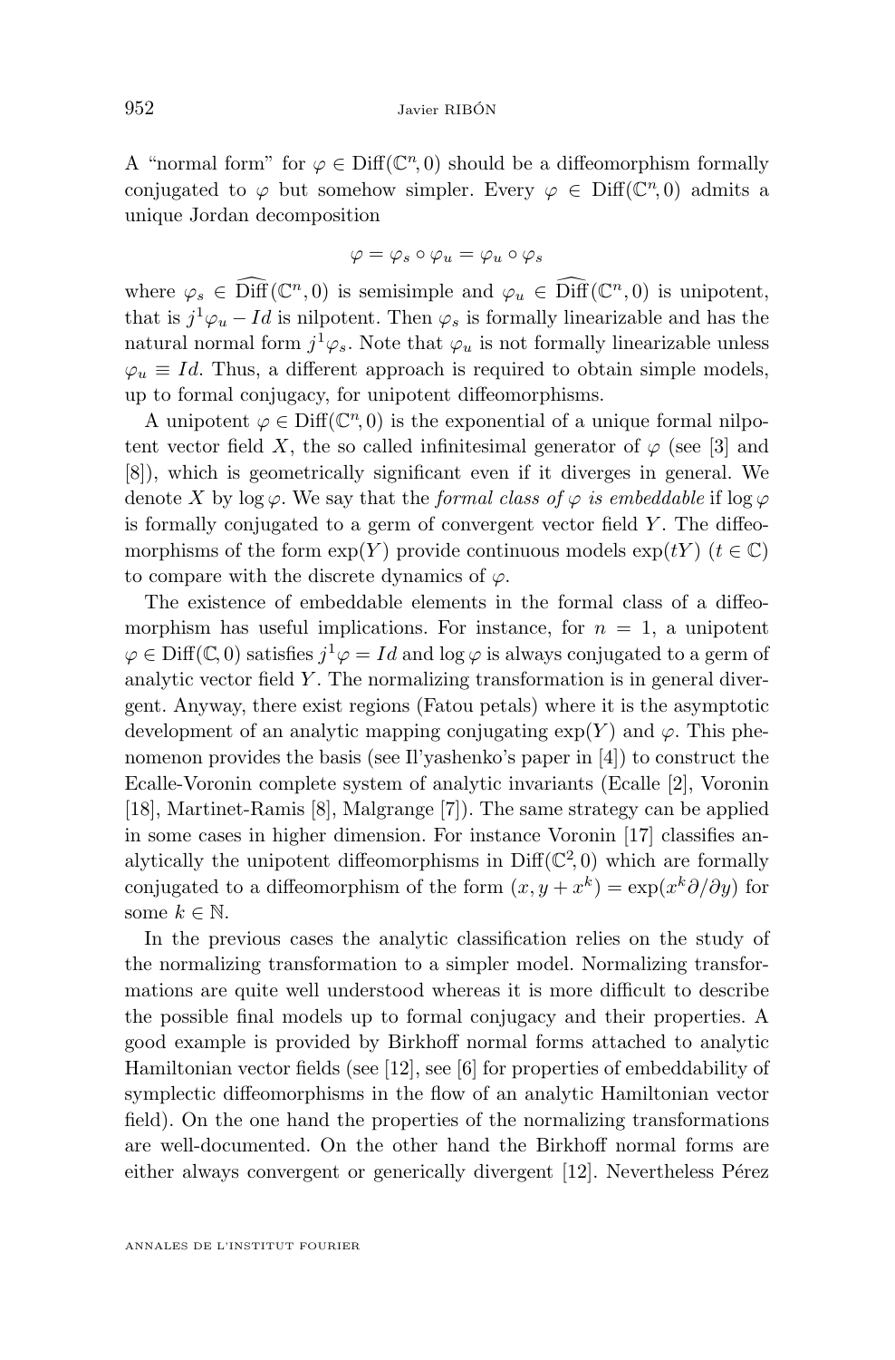A "normal form" for $\varphi \in \mathrm{Diff}(\mathbb{C}^n, 0)$ should be a diffeomorphism formally conjugated to $\varphi$ but somehow simpler. Every $\varphi \in \mathrm{Diff}(\mathbb{C}^n, 0)$ admits a unique Jordan decomposition

$$\varphi = \varphi_s \circ \varphi_u = \varphi_u \circ \varphi_s$$

where $\varphi_s \in \widehat{\mathrm{Diff}}(\mathbb{C}^n, 0)$ is semisimple and $\varphi_u \in \widehat{\mathrm{Diff}}(\mathbb{C}^n, 0)$ is unipotent, that is $j^1\varphi_u - Id$ is nilpotent. Then $\varphi_s$ is formally linearizable and has the natural normal form $j^1\varphi_s$. Note that $\varphi_u$ is not formally linearizable unless $\varphi_u \equiv Id$. Thus, a different approach is required to obtain simple models, up to formal conjugacy, for unipotent diffeomorphisms.

A unipotent $\varphi \in \mathrm{Diff}(\mathbb{C}^n, 0)$ is the exponential of a unique formal nilpotent vector field $X$, the so called infinitesimal generator of $\varphi$ (see [3] and [8]), which is geometrically significant even if it diverges in general. We denote $X$ by $\log \varphi$. We say that the *formal class of $\varphi$ is embeddable* if $\log \varphi$ is formally conjugated to a germ of convergent vector field $Y$. The diffeomorphisms of the form $\exp(Y)$ provide continuous models $\exp(tY)$ ($t \in \mathbb{C}$) to compare with the discrete dynamics of $\varphi$.

The existence of embeddable elements in the formal class of a diffeomorphism has useful implications. For instance, for $n = 1$, a unipotent $\varphi \in \mathrm{Diff}(\mathbb{C}, 0)$ satisfies $j^1\varphi = Id$ and $\log \varphi$ is always conjugated to a germ of analytic vector field $Y$. The normalizing transformation is in general divergent. Anyway, there exist regions (Fatou petals) where it is the asymptotic development of an analytic mapping conjugating $\exp(Y)$ and $\varphi$. This phenomenon provides the basis (see Il'yashenko's paper in [4]) to construct the Ecalle-Voronin complete system of analytic invariants (Ecalle [2], Voronin [18], Martinet-Ramis [8], Malgrange [7]). The same strategy can be applied in some cases in higher dimension. For instance Voronin [17] classifies analytically the unipotent diffeomorphisms in $\mathrm{Diff}(\mathbb{C}^2, 0)$ which are formally conjugated to a diffeomorphism of the form $(x, y + x^k) = \exp(x^k \partial/\partial y)$ for some $k \in \mathbb{N}$.

In the previous cases the analytic classification relies on the study of the normalizing transformation to a simpler model. Normalizing transformations are quite well understood whereas it is more difficult to describe the possible final models up to formal conjugacy and their properties. A good example is provided by Birkhoff normal forms attached to analytic Hamiltonian vector fields (see [12], see [6] for properties of embeddability of symplectic diffeomorphisms in the flow of an analytic Hamiltonian vector field). On the one hand the properties of the normalizing transformations are well-documented. On the other hand the Birkhoff normal forms are either always convergent or generically divergent [12]. Nevertheless Pérez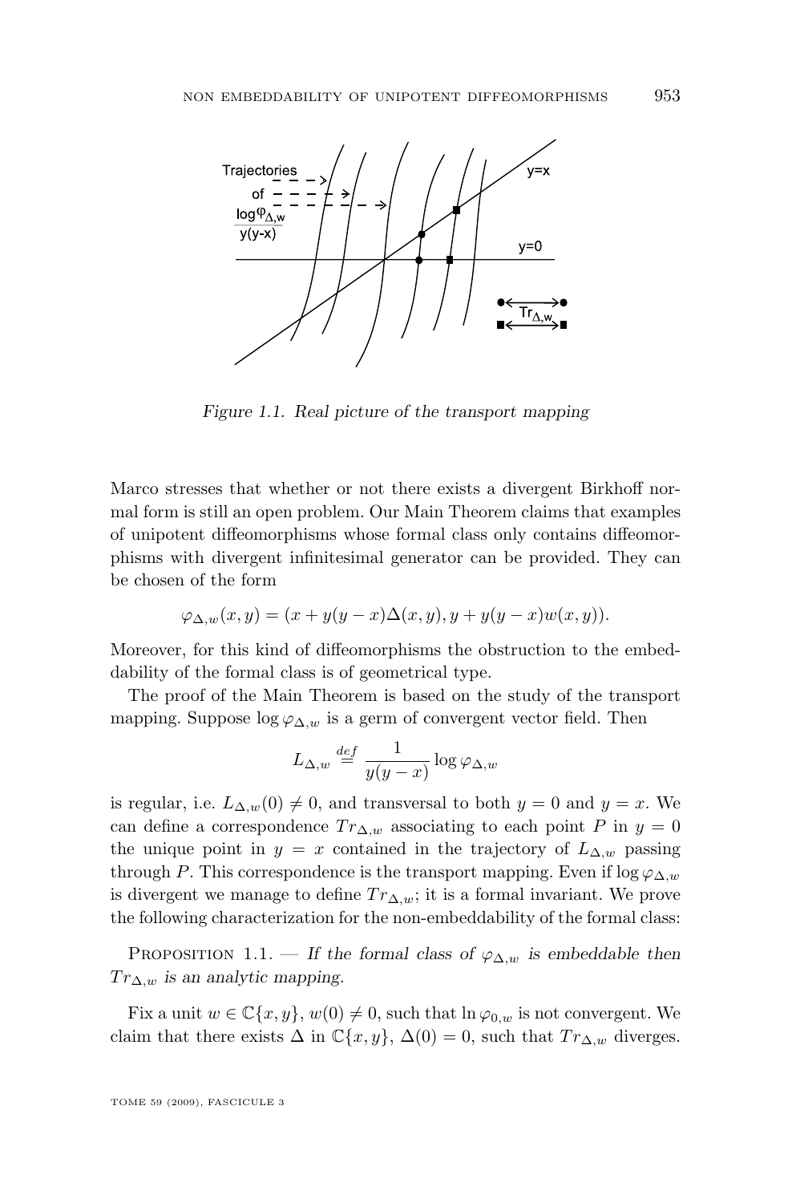Trajectories of $\frac{\log \varphi_{\Delta,w}}{y(y-x)}$

$y=x$

$y=0$

$Tr_{\Delta,w}$

*Figure 1.1. Real picture of the transport mapping*

Marco stresses that whether or not there exists a divergent Birkhoff normal form is still an open problem. Our Main Theorem claims that examples of unipotent diffeomorphisms whose formal class only contains diffeomorphisms with divergent infinitesimal generator can be provided. They can be chosen of the form

$$\varphi_{\Delta,w}(x,y) = (x + y(y-x)\Delta(x,y), y + y(y-x)w(x,y)).$$

Moreover, for this kind of diffeomorphisms the obstruction to the embeddability of the formal class is of geometrical type.

The proof of the Main Theorem is based on the study of the transport mapping. Suppose $\log \varphi_{\Delta,w}$ is a germ of convergent vector field. Then

$$L_{\Delta,w} \stackrel{def}{=} \frac{1}{y(y-x)} \log \varphi_{\Delta,w}$$

is regular, i.e. $L_{\Delta,w}(0) \neq 0$, and transversal to both $y=0$ and $y=x$. We can define a correspondence $Tr_{\Delta,w}$ associating to each point $P$ in $y=0$ the unique point in $y=x$ contained in the trajectory of $L_{\Delta,w}$ passing through $P$. This correspondence is the transport mapping. Even if $\log \varphi_{\Delta,w}$ is divergent we manage to define $Tr_{\Delta,w}$; it is a formal invariant. We prove the following characterization for the non-embeddability of the formal class:

Proposition 1.1. — *If the formal class of $\varphi_{\Delta,w}$ is embeddable then $Tr_{\Delta,w}$ is an analytic mapping.*

Fix a unit $w \in \mathbb{C}\{x,y\}$, $w(0) \neq 0$, such that $\ln \varphi_{0,w}$ is not convergent. We claim that there exists $\Delta$ in $\mathbb{C}\{x,y\}$, $\Delta(0)=0$, such that $Tr_{\Delta,w}$ diverges.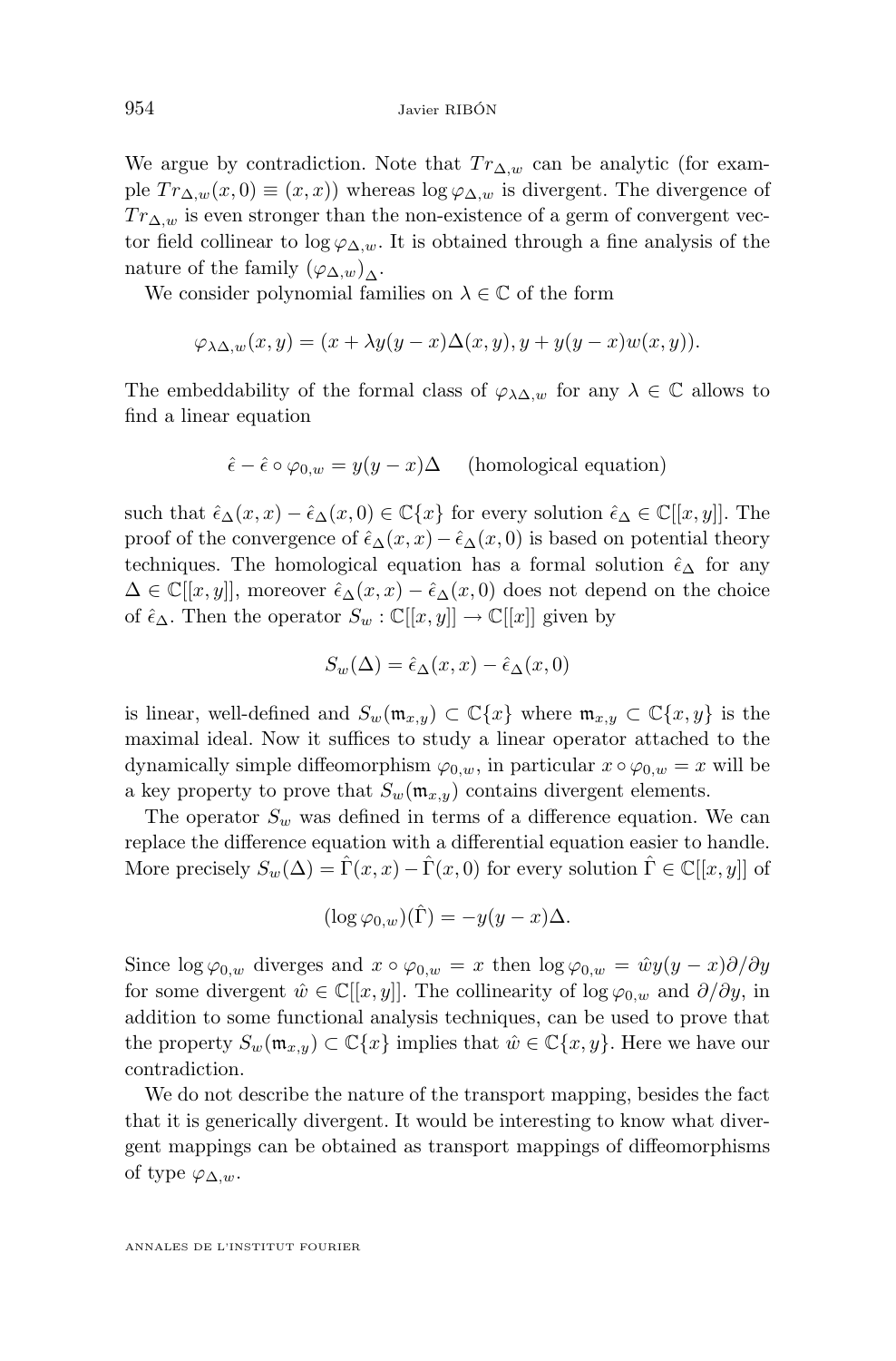We argue by contradiction. Note that $Tr_{\Delta,w}$ can be analytic (for example $Tr_{\Delta,w}(x,0) \equiv (x,x)$) whereas $\log \varphi_{\Delta,w}$ is divergent. The divergence of $Tr_{\Delta,w}$ is even stronger than the non-existence of a germ of convergent vector field collinear to $\log \varphi_{\Delta,w}$. It is obtained through a fine analysis of the nature of the family $(\varphi_{\Delta,w})_{\Delta}$.

We consider polynomial families on $\lambda \in \mathbb{C}$ of the form

$$\varphi_{\lambda\Delta,w}(x,y) = (x + \lambda y(y-x)\Delta(x,y), y + y(y-x)w(x,y)).$$

The embeddability of the formal class of $\varphi_{\lambda\Delta,w}$ for any $\lambda \in \mathbb{C}$ allows to find a linear equation

$$\hat{\epsilon} - \hat{\epsilon} \circ \varphi_{0,w} = y(y-x)\Delta \quad \text{(homological equation)}$$

such that $\hat{\epsilon}_{\Delta}(x,x) - \hat{\epsilon}_{\Delta}(x,0) \in \mathbb{C}\{x\}$ for every solution $\hat{\epsilon}_{\Delta} \in \mathbb{C}[[x,y]]$. The proof of the convergence of $\hat{\epsilon}_{\Delta}(x,x) - \hat{\epsilon}_{\Delta}(x,0)$ is based on potential theory techniques. The homological equation has a formal solution $\hat{\epsilon}_{\Delta}$ for any $\Delta \in \mathbb{C}[[x,y]]$, moreover $\hat{\epsilon}_{\Delta}(x,x) - \hat{\epsilon}_{\Delta}(x,0)$ does not depend on the choice of $\hat{\epsilon}_{\Delta}$. Then the operator $S_w : \mathbb{C}[[x,y]] \to \mathbb{C}[[x]]$ given by

$$S_w(\Delta) = \hat{\epsilon}_{\Delta}(x,x) - \hat{\epsilon}_{\Delta}(x,0)$$

is linear, well-defined and $S_w(\mathfrak{m}_{x,y}) \subset \mathbb{C}\{x\}$ where $\mathfrak{m}_{x,y} \subset \mathbb{C}\{x,y\}$ is the maximal ideal. Now it suffices to study a linear operator attached to the dynamically simple diffeomorphism $\varphi_{0,w}$, in particular $x \circ \varphi_{0,w} = x$ will be a key property to prove that $S_w(\mathfrak{m}_{x,y})$ contains divergent elements.

The operator $S_w$ was defined in terms of a difference equation. We can replace the difference equation with a differential equation easier to handle. More precisely $S_w(\Delta) = \hat{\Gamma}(x,x) - \hat{\Gamma}(x,0)$ for every solution $\hat{\Gamma} \in \mathbb{C}[[x,y]]$ of

$$(\log \varphi_{0,w})(\hat{\Gamma}) = -y(y-x)\Delta.$$

Since $\log \varphi_{0,w}$ diverges and $x \circ \varphi_{0,w} = x$ then $\log \varphi_{0,w} = \hat{w} y(y-x)\partial/\partial y$ for some divergent $\hat{w} \in \mathbb{C}[[x,y]]$. The collinearity of $\log \varphi_{0,w}$ and $\partial/\partial y$, in addition to some functional analysis techniques, can be used to prove that the property $S_w(\mathfrak{m}_{x,y}) \subset \mathbb{C}\{x\}$ implies that $\hat{w} \in \mathbb{C}\{x,y\}$. Here we have our contradiction.

We do not describe the nature of the transport mapping, besides the fact that it is generically divergent. It would be interesting to know what divergent mappings can be obtained as transport mappings of diffeomorphisms of type $\varphi_{\Delta,w}$.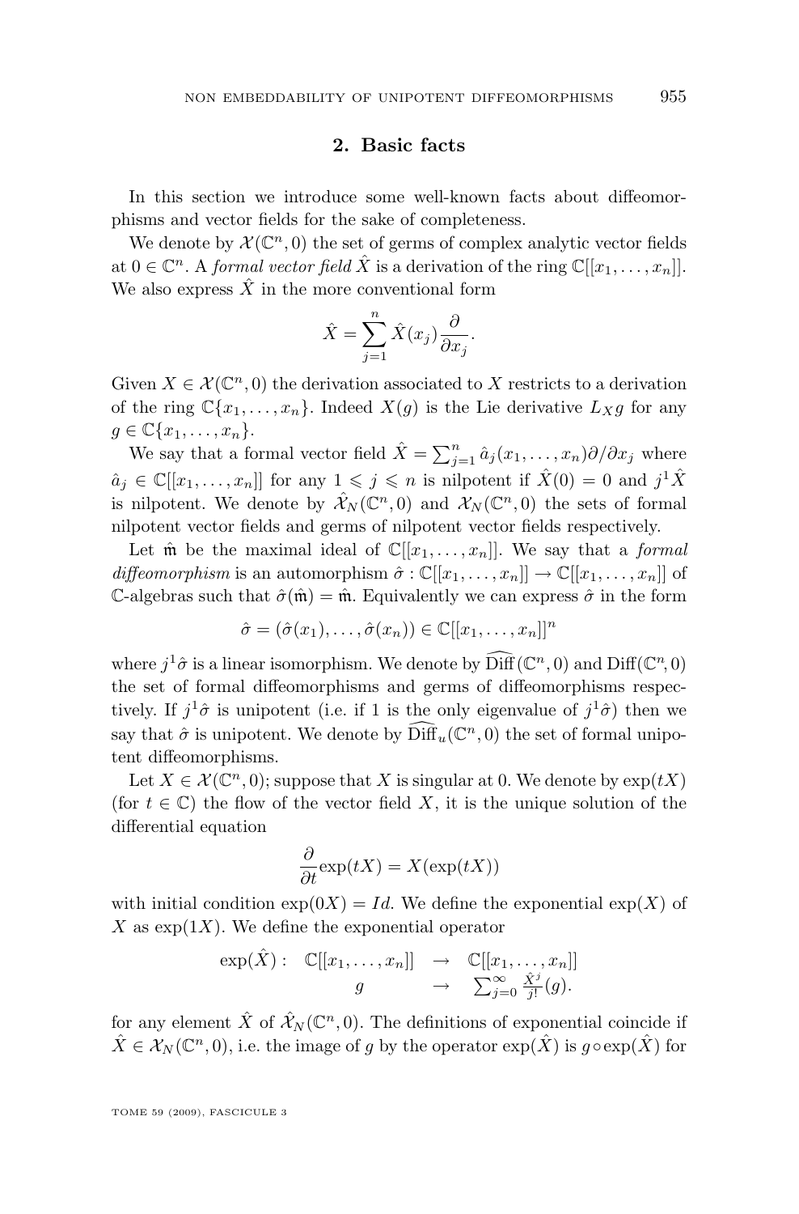## 2. Basic facts

In this section we introduce some well-known facts about diffeomorphisms and vector fields for the sake of completeness.

We denote by $\mathcal{X}(\mathbb{C}^n,0)$ the set of germs of complex analytic vector fields at $0 \in \mathbb{C}^n$. A *formal vector field* $\hat{X}$ is a derivation of the ring $\mathbb{C}[[x_1,\ldots,x_n]]$. We also express $\hat{X}$ in the more conventional form

$$\hat{X} = \sum_{j=1}^{n} \hat{X}(x_j)\frac{\partial}{\partial x_j}.$$

Given $X \in \mathcal{X}(\mathbb{C}^n,0)$ the derivation associated to $X$ restricts to a derivation of the ring $\mathbb{C}\{x_1,\ldots,x_n\}$. Indeed $X(g)$ is the Lie derivative $L_X g$ for any $g \in \mathbb{C}\{x_1,\ldots,x_n\}$.

We say that a formal vector field $\hat{X} = \sum_{j=1}^{n} \hat{a}_j(x_1,\ldots,x_n)\partial/\partial x_j$ where $\hat{a}_j \in \mathbb{C}[[x_1,\ldots,x_n]]$ for any $1 \leqslant j \leqslant n$ is nilpotent if $\hat{X}(0)=0$ and $j^1\hat{X}$ is nilpotent. We denote by $\hat{\mathcal{X}}_N(\mathbb{C}^n,0)$ and $\mathcal{X}_N(\mathbb{C}^n,0)$ the sets of formal nilpotent vector fields and germs of nilpotent vector fields respectively.

Let $\hat{\mathfrak{m}}$ be the maximal ideal of $\mathbb{C}[[x_1,\ldots,x_n]]$. We say that a *formal diffeomorphism* is an automorphism $\hat{\sigma} : \mathbb{C}[[x_1,\ldots,x_n]] \to \mathbb{C}[[x_1,\ldots,x_n]]$ of $\mathbb{C}$-algebras such that $\hat{\sigma}(\hat{\mathfrak{m}}) = \hat{\mathfrak{m}}$. Equivalently we can express $\hat{\sigma}$ in the form

$$\hat{\sigma} = (\hat{\sigma}(x_1),\ldots,\hat{\sigma}(x_n)) \in \mathbb{C}[[x_1,\ldots,x_n]]^n$$

where $j^1\hat{\sigma}$ is a linear isomorphism. We denote by $\widehat{\mathrm{Diff}}(\mathbb{C}^n,0)$ and $\mathrm{Diff}(\mathbb{C}^n,0)$ the set of formal diffeomorphisms and germs of diffeomorphisms respectively. If $j^1\hat{\sigma}$ is unipotent (i.e. if 1 is the only eigenvalue of $j^1\hat{\sigma}$) then we say that $\hat{\sigma}$ is unipotent. We denote by $\widehat{\mathrm{Diff}}_u(\mathbb{C}^n,0)$ the set of formal unipotent diffeomorphisms.

Let $X \in \mathcal{X}(\mathbb{C}^n,0)$; suppose that $X$ is singular at 0. We denote by $\exp(tX)$ (for $t \in \mathbb{C}$) the flow of the vector field $X$, it is the unique solution of the differential equation

$$\frac{\partial}{\partial t}\exp(tX) = X(\exp(tX))$$

with initial condition $\exp(0X) = Id$. We define the exponential $\exp(X)$ of $X$ as $\exp(1X)$. We define the exponential operator

$$\begin{array}{rccc} \exp(\hat{X}): & \mathbb{C}[[x_1,\ldots,x_n]] & \to & \mathbb{C}[[x_1,\ldots,x_n]] \\ & g & \to & \sum_{j=0}^{\infty}\frac{\hat{X}^j}{j!}(g). \end{array}$$

for any element $\hat{X}$ of $\hat{\mathcal{X}}_N(\mathbb{C}^n,0)$. The definitions of exponential coincide if $\hat{X} \in \mathcal{X}_N(\mathbb{C}^n,0)$, i.e. the image of $g$ by the operator $\exp(\hat{X})$ is $g \circ \exp(\hat{X})$ for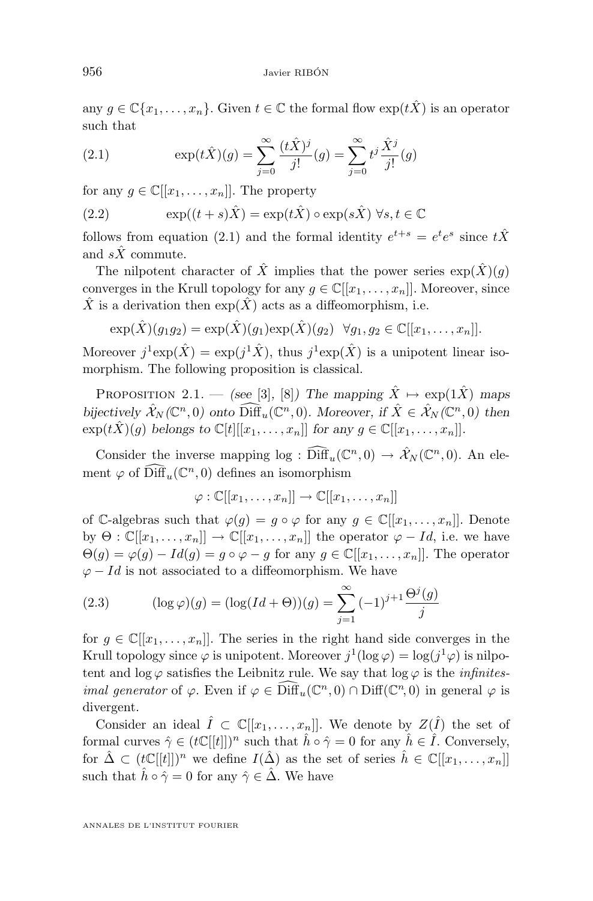any $g \in \mathbb{C}\{x_1, \ldots, x_n\}$. Given $t \in \mathbb{C}$ the formal flow $\exp(t\hat{X})$ is an operator such that

$$\exp(t\hat{X})(g) = \sum_{j=0}^{\infty} \frac{(t\hat{X})^j}{j!}(g) = \sum_{j=0}^{\infty} t^j \frac{\hat{X}^j}{j!}(g) \tag{2.1}$$

for any $g \in \mathbb{C}[[x_1, \ldots, x_n]]$. The property

$$\exp((t+s)\hat{X}) = \exp(t\hat{X}) \circ \exp(s\hat{X}) \ \forall s, t \in \mathbb{C} \tag{2.2}$$

follows from equation (2.1) and the formal identity $e^{t+s} = e^t e^s$ since $t\hat{X}$ and $s\hat{X}$ commute.

The nilpotent character of $\hat{X}$ implies that the power series $\exp(\hat{X})(g)$ converges in the Krull topology for any $g \in \mathbb{C}[[x_1, \ldots, x_n]]$. Moreover, since $\hat{X}$ is a derivation then $\exp(\hat{X})$ acts as a diffeomorphism, i.e.

$$\exp(\hat{X})(g_1 g_2) = \exp(\hat{X})(g_1)\exp(\hat{X})(g_2) \ \ \forall g_1, g_2 \in \mathbb{C}[[x_1, \ldots, x_n]].$$

Moreover $j^1\exp(\hat{X}) = \exp(j^1\hat{X})$, thus $j^1\exp(\hat{X})$ is a unipotent linear isomorphism. The following proposition is classical.

Proposition 2.1. — *(see [3], [8]) The mapping $\hat{X} \mapsto \exp(1\hat{X})$ maps bijectively $\hat{\mathcal{X}}_N(\mathbb{C}^n, 0)$ onto $\widehat{\mathrm{Diff}}_u(\mathbb{C}^n, 0)$. Moreover, if $\hat{X} \in \hat{\mathcal{X}}_N(\mathbb{C}^n, 0)$ then $\exp(t\hat{X})(g)$ belongs to $\mathbb{C}[t][[x_1, \ldots, x_n]]$ for any $g \in \mathbb{C}[[x_1, \ldots, x_n]]$.*

Consider the inverse mapping $\log : \widehat{\mathrm{Diff}}_u(\mathbb{C}^n, 0) \to \hat{\mathcal{X}}_N(\mathbb{C}^n, 0)$. An element $\varphi$ of $\widehat{\mathrm{Diff}}_u(\mathbb{C}^n, 0)$ defines an isomorphism

$$\varphi : \mathbb{C}[[x_1, \ldots, x_n]] \to \mathbb{C}[[x_1, \ldots, x_n]]$$

of $\mathbb{C}$-algebras such that $\varphi(g) = g \circ \varphi$ for any $g \in \mathbb{C}[[x_1, \ldots, x_n]]$. Denote by $\Theta : \mathbb{C}[[x_1, \ldots, x_n]] \to \mathbb{C}[[x_1, \ldots, x_n]]$ the operator $\varphi - Id$, i.e. we have $\Theta(g) = \varphi(g) - Id(g) = g \circ \varphi - g$ for any $g \in \mathbb{C}[[x_1, \ldots, x_n]]$. The operator $\varphi - Id$ is not associated to a diffeomorphism. We have

$$(\log \varphi)(g) = (\log(Id + \Theta))(g) = \sum_{j=1}^{\infty} (-1)^{j+1} \frac{\Theta^j(g)}{j} \tag{2.3}$$

for $g \in \mathbb{C}[[x_1, \ldots, x_n]]$. The series in the right hand side converges in the Krull topology since $\varphi$ is unipotent. Moreover $j^1(\log \varphi) = \log(j^1\varphi)$ is nilpotent and $\log \varphi$ satisfies the Leibnitz rule. We say that $\log \varphi$ is the *infinitesimal generator* of $\varphi$. Even if $\varphi \in \widehat{\mathrm{Diff}}_u(\mathbb{C}^n, 0) \cap \mathrm{Diff}(\mathbb{C}^n, 0)$ in general $\varphi$ is divergent.

Consider an ideal $\hat{I} \subset \mathbb{C}[[x_1, \ldots, x_n]]$. We denote by $Z(\hat{I})$ the set of formal curves $\hat{\gamma} \in (t\mathbb{C}[[t]])^n$ such that $\hat{h} \circ \hat{\gamma} = 0$ for any $\hat{h} \in \hat{I}$. Conversely, for $\hat{\Delta} \subset (t\mathbb{C}[[t]])^n$ we define $I(\hat{\Delta})$ as the set of series $\hat{h} \in \mathbb{C}[[x_1, \ldots, x_n]]$ such that $\hat{h} \circ \hat{\gamma} = 0$ for any $\hat{\gamma} \in \hat{\Delta}$. We have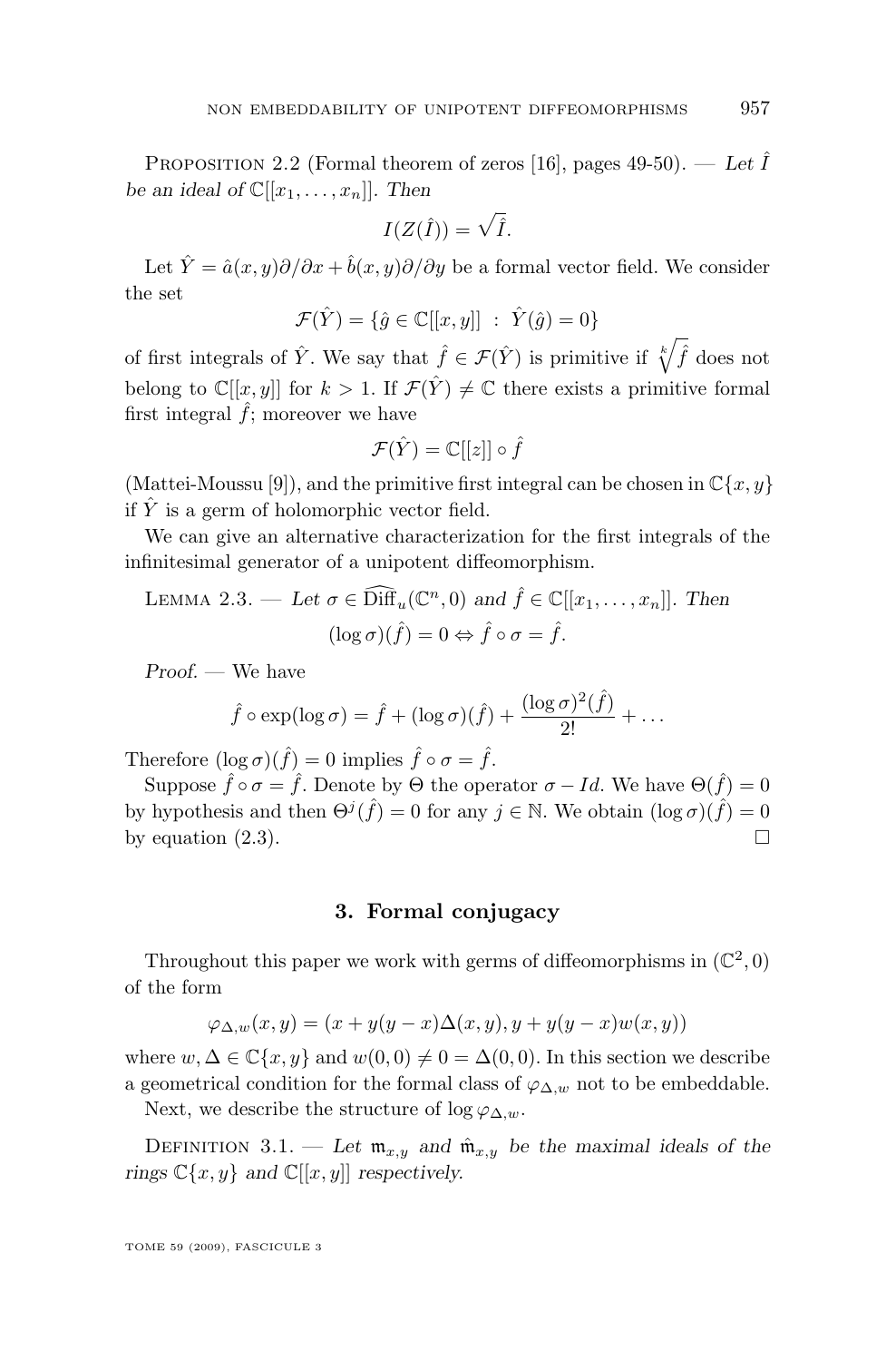Proposition 2.2 (Formal theorem of zeros [16], pages 49-50). — *Let $\hat{I}$ be an ideal of $\mathbb{C}[[x_1, \ldots, x_n]]$. Then*

$$I(Z(\hat{I})) = \sqrt{\hat{I}}.$$

Let $\hat{Y} = \hat{a}(x,y)\partial/\partial x + \hat{b}(x,y)\partial/\partial y$ be a formal vector field. We consider the set

$$\mathcal{F}(\hat{Y}) = \{\hat{g} \in \mathbb{C}[[x,y]] \ : \ \hat{Y}(\hat{g}) = 0\}$$

of first integrals of $\hat{Y}$. We say that $\hat{f} \in \mathcal{F}(\hat{Y})$ is primitive if $\sqrt[k]{\hat{f}}$ does not belong to $\mathbb{C}[[x,y]]$ for $k > 1$. If $\mathcal{F}(\hat{Y}) \neq \mathbb{C}$ there exists a primitive formal first integral $\hat{f}$; moreover we have

$$\mathcal{F}(\hat{Y}) = \mathbb{C}[[z]] \circ \hat{f}$$

(Mattei-Moussu [9]), and the primitive first integral can be chosen in $\mathbb{C}\{x,y\}$ if $\hat{Y}$ is a germ of holomorphic vector field.

We can give an alternative characterization for the first integrals of the infinitesimal generator of a unipotent diffeomorphism.

Lemma 2.3. — *Let $\sigma \in \widehat{\mathrm{Diff}}_u(\mathbb{C}^n, 0)$ and $\hat{f} \in \mathbb{C}[[x_1, \ldots, x_n]]$. Then*

$$(\log \sigma)(\hat{f}) = 0 \Leftrightarrow \hat{f} \circ \sigma = \hat{f}.$$

*Proof.* — We have

$$\hat{f} \circ \exp(\log \sigma) = \hat{f} + (\log \sigma)(\hat{f}) + \frac{(\log \sigma)^2(\hat{f})}{2!} + \ldots$$

Therefore $(\log \sigma)(\hat{f}) = 0$ implies $\hat{f} \circ \sigma = \hat{f}$.

Suppose $\hat{f} \circ \sigma = \hat{f}$. Denote by $\Theta$ the operator $\sigma - Id$. We have $\Theta(\hat{f}) = 0$ by hypothesis and then $\Theta^j(\hat{f}) = 0$ for any $j \in \mathbb{N}$. We obtain $(\log \sigma)(\hat{f}) = 0$ by equation (2.3). □

## 3. Formal conjugacy

Throughout this paper we work with germs of diffeomorphisms in $(\mathbb{C}^2, 0)$ of the form

$$\varphi_{\Delta,w}(x,y) = (x + y(y-x)\Delta(x,y), y + y(y-x)w(x,y))$$

where $w, \Delta \in \mathbb{C}\{x,y\}$ and $w(0,0) \neq 0 = \Delta(0,0)$. In this section we describe a geometrical condition for the formal class of $\varphi_{\Delta,w}$ not to be embeddable.

Next, we describe the structure of $\log \varphi_{\Delta,w}$.

Definition 3.1. — *Let $\mathfrak{m}_{x,y}$ and $\hat{\mathfrak{m}}_{x,y}$ be the maximal ideals of the rings $\mathbb{C}\{x,y\}$ and $\mathbb{C}[[x,y]]$ respectively.*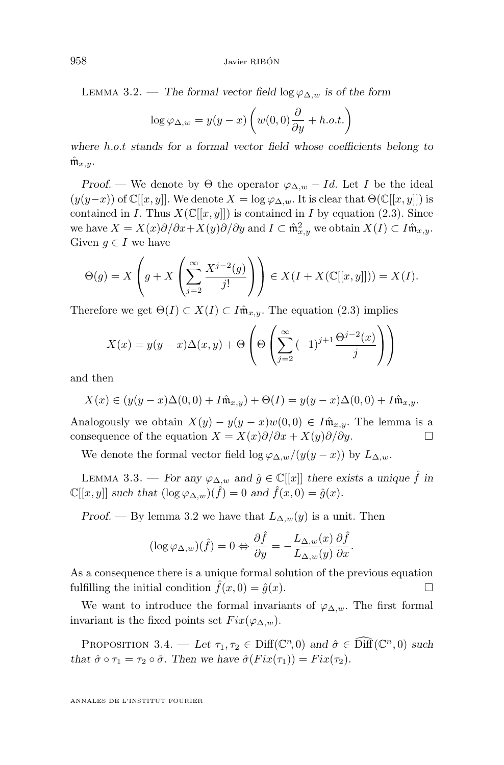Lemma 3.2. — *The formal vector field $\log \varphi_{\Delta,w}$ is of the form*

$$\log \varphi_{\Delta,w} = y(y-x)\left(w(0,0)\frac{\partial}{\partial y} + h.o.t.\right)$$

*where h.o.t stands for a formal vector field whose coefficients belong to $\hat{\mathfrak{m}}_{x,y}$.*

*Proof.* — We denote by $\Theta$ the operator $\varphi_{\Delta,w} - Id$. Let $I$ be the ideal $(y(y-x))$ of $\mathbb{C}[[x,y]]$. We denote $X = \log \varphi_{\Delta,w}$. It is clear that $\Theta(\mathbb{C}[[x,y]])$ is contained in $I$. Thus $X(\mathbb{C}[[x,y]])$ is contained in $I$ by equation (2.3). Since we have $X = X(x)\partial/\partial x + X(y)\partial/\partial y$ and $I \subset \hat{\mathfrak{m}}_{x,y}^2$ we obtain $X(I) \subset I\hat{\mathfrak{m}}_{x,y}$. Given $g \in I$ we have

$$\Theta(g) = X\left(g + X\left(\sum_{j=2}^{\infty} \frac{X^{j-2}(g)}{j!}\right)\right) \in X(I + X(\mathbb{C}[[x,y]])) = X(I).$$

Therefore we get $\Theta(I) \subset X(I) \subset I\hat{\mathfrak{m}}_{x,y}$. The equation (2.3) implies

$$X(x) = y(y-x)\Delta(x,y) + \Theta\left(\Theta\left(\sum_{j=2}^{\infty} (-1)^{j+1}\frac{\Theta^{j-2}(x)}{j}\right)\right)$$

and then

$$X(x) \in (y(y-x)\Delta(0,0) + I\hat{\mathfrak{m}}_{x,y}) + \Theta(I) = y(y-x)\Delta(0,0) + I\hat{\mathfrak{m}}_{x,y}.$$

Analogously we obtain $X(y) - y(y-x)w(0,0) \in I\hat{\mathfrak{m}}_{x,y}$. The lemma is a consequence of the equation $X = X(x)\partial/\partial x + X(y)\partial/\partial y$. □

We denote the formal vector field $\log \varphi_{\Delta,w}/(y(y-x))$ by $L_{\Delta,w}$.

Lemma 3.3. — *For any $\varphi_{\Delta,w}$ and $\hat{g} \in \mathbb{C}[[x]]$ there exists a unique $\hat{f}$ in $\mathbb{C}[[x,y]]$ such that $(\log \varphi_{\Delta,w})(\hat{f}) = 0$ and $\hat{f}(x,0) = \hat{g}(x)$.*

*Proof.* — By lemma 3.2 we have that $L_{\Delta,w}(y)$ is a unit. Then

$$(\log \varphi_{\Delta,w})(\hat{f}) = 0 \Leftrightarrow \frac{\partial \hat{f}}{\partial y} = -\frac{L_{\Delta,w}(x)}{L_{\Delta,w}(y)}\frac{\partial \hat{f}}{\partial x}.$$

As a consequence there is a unique formal solution of the previous equation fulfilling the initial condition $\hat{f}(x,0) = \hat{g}(x)$. □

We want to introduce the formal invariants of $\varphi_{\Delta,w}$. The first formal invariant is the fixed points set $Fix(\varphi_{\Delta,w})$.

Proposition 3.4. — *Let $\tau_1, \tau_2 \in \mathrm{Diff}(\mathbb{C}^n, 0)$ and $\hat{\sigma} \in \widehat{\mathrm{Diff}}(\mathbb{C}^n, 0)$ such that $\hat{\sigma} \circ \tau_1 = \tau_2 \circ \hat{\sigma}$. Then we have $\hat{\sigma}(Fix(\tau_1)) = Fix(\tau_2)$.*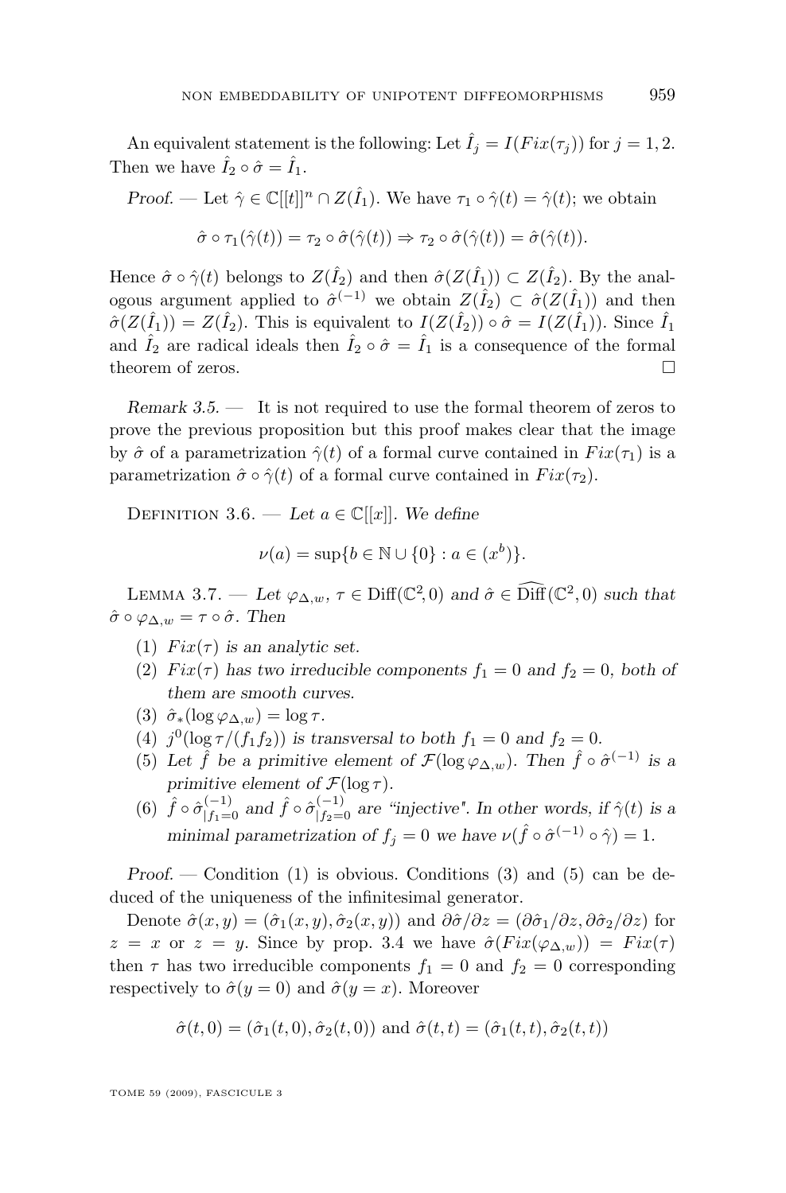An equivalent statement is the following: Let $\hat{I}_j = I(Fix(\tau_j))$ for $j = 1, 2$. Then we have $\hat{I}_2 \circ \hat{\sigma} = \hat{I}_1$.

*Proof.* — Let $\hat{\gamma} \in \mathbb{C}[[t]]^n \cap Z(\hat{I}_1)$. We have $\tau_1 \circ \hat{\gamma}(t) = \hat{\gamma}(t)$; we obtain

$$\hat{\sigma} \circ \tau_1(\hat{\gamma}(t)) = \tau_2 \circ \hat{\sigma}(\hat{\gamma}(t)) \Rightarrow \tau_2 \circ \hat{\sigma}(\hat{\gamma}(t)) = \hat{\sigma}(\hat{\gamma}(t)).$$

Hence $\hat{\sigma} \circ \hat{\gamma}(t)$ belongs to $Z(\hat{I}_2)$ and then $\hat{\sigma}(Z(\hat{I}_1)) \subset Z(\hat{I}_2)$. By the analogous argument applied to $\hat{\sigma}^{(-1)}$ we obtain $Z(\hat{I}_2) \subset \hat{\sigma}(Z(\hat{I}_1))$ and then $\hat{\sigma}(Z(\hat{I}_1)) = Z(\hat{I}_2)$. This is equivalent to $I(Z(\hat{I}_2)) \circ \hat{\sigma} = I(Z(\hat{I}_1))$. Since $\hat{I}_1$ and $\hat{I}_2$ are radical ideals then $\hat{I}_2 \circ \hat{\sigma} = \hat{I}_1$ is a consequence of the formal theorem of zeros. $\square$

*Remark 3.5.* — It is not required to use the formal theorem of zeros to prove the previous proposition but this proof makes clear that the image by $\hat{\sigma}$ of a parametrization $\hat{\gamma}(t)$ of a formal curve contained in $Fix(\tau_1)$ is a parametrization $\hat{\sigma} \circ \hat{\gamma}(t)$ of a formal curve contained in $Fix(\tau_2)$.

Definition 3.6. — *Let $a \in \mathbb{C}[[x]]$. We define*

$$\nu(a) = \sup\{b \in \mathbb{N} \cup \{0\} : a \in (x^b)\}.$$

Lemma 3.7. — *Let $\varphi_{\Delta,w}$, $\tau \in \mathrm{Diff}(\mathbb{C}^2, 0)$ and $\hat{\sigma} \in \widehat{\mathrm{Diff}}(\mathbb{C}^2, 0)$ such that $\hat{\sigma} \circ \varphi_{\Delta,w} = \tau \circ \hat{\sigma}$. Then*

1. *$Fix(\tau)$ is an analytic set.*
2. *$Fix(\tau)$ has two irreducible components $f_1 = 0$ and $f_2 = 0$, both of them are smooth curves.*
3. *$\hat{\sigma}_*(\log \varphi_{\Delta,w}) = \log \tau$.*
4. *$j^0(\log \tau/(f_1 f_2))$ is transversal to both $f_1 = 0$ and $f_2 = 0$.*
5. *Let $\hat{f}$ be a primitive element of $\mathcal{F}(\log \varphi_{\Delta,w})$. Then $\hat{f} \circ \hat{\sigma}^{(-1)}$ is a primitive element of $\mathcal{F}(\log \tau)$.*
6. *$\hat{f} \circ \hat{\sigma}^{(-1)}_{|f_1=0}$ and $\hat{f} \circ \hat{\sigma}^{(-1)}_{|f_2=0}$ are "injective". In other words, if $\hat{\gamma}(t)$ is a minimal parametrization of $f_j = 0$ we have $\nu(\hat{f} \circ \hat{\sigma}^{(-1)} \circ \hat{\gamma}) = 1$.*

*Proof.* — Condition (1) is obvious. Conditions (3) and (5) can be deduced of the uniqueness of the infinitesimal generator.

Denote $\hat{\sigma}(x, y) = (\hat{\sigma}_1(x, y), \hat{\sigma}_2(x, y))$ and $\partial\hat{\sigma}/\partial z = (\partial\hat{\sigma}_1/\partial z, \partial\hat{\sigma}_2/\partial z)$ for $z = x$ or $z = y$. Since by prop. 3.4 we have $\hat{\sigma}(Fix(\varphi_{\Delta,w})) = Fix(\tau)$ then $\tau$ has two irreducible components $f_1 = 0$ and $f_2 = 0$ corresponding respectively to $\hat{\sigma}(y = 0)$ and $\hat{\sigma}(y = x)$. Moreover

$$\hat{\sigma}(t, 0) = (\hat{\sigma}_1(t, 0), \hat{\sigma}_2(t, 0)) \text{ and } \hat{\sigma}(t, t) = (\hat{\sigma}_1(t, t), \hat{\sigma}_2(t, t))$$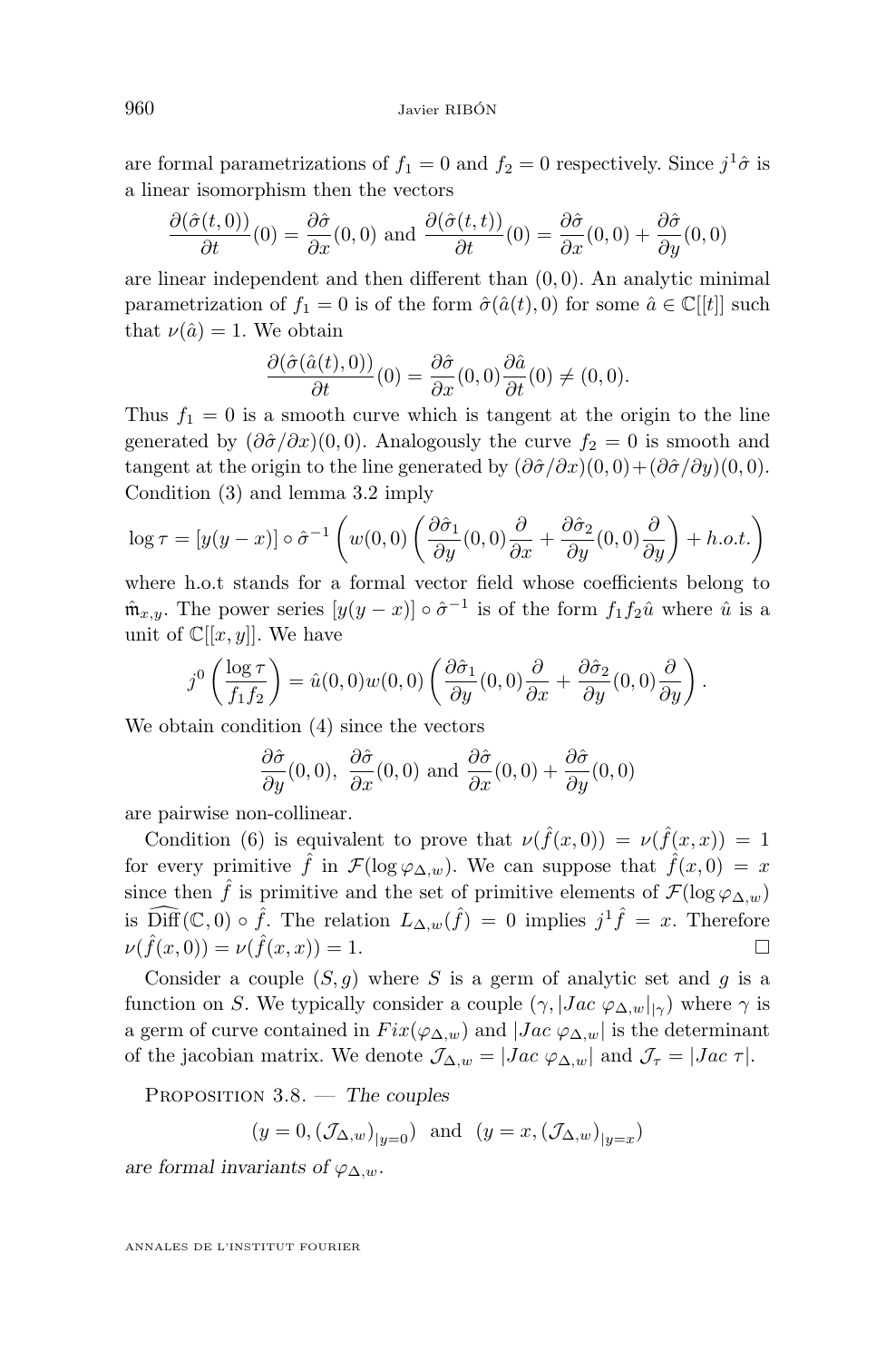are formal parametrizations of $f_1 = 0$ and $f_2 = 0$ respectively. Since $j^1 \hat{\sigma}$ is a linear isomorphism then the vectors

$$\frac{\partial(\hat{\sigma}(t,0))}{\partial t}(0) = \frac{\partial \hat{\sigma}}{\partial x}(0,0) \text{ and } \frac{\partial(\hat{\sigma}(t,t))}{\partial t}(0) = \frac{\partial \hat{\sigma}}{\partial x}(0,0) + \frac{\partial \hat{\sigma}}{\partial y}(0,0)$$

are linear independent and then different than $(0,0)$. An analytic minimal parametrization of $f_1 = 0$ is of the form $\hat{\sigma}(\hat{a}(t),0)$ for some $\hat{a} \in \mathbb{C}[[t]]$ such that $\nu(\hat{a}) = 1$. We obtain

$$\frac{\partial(\hat{\sigma}(\hat{a}(t),0))}{\partial t}(0) = \frac{\partial \hat{\sigma}}{\partial x}(0,0) \frac{\partial \hat{a}}{\partial t}(0) \neq (0,0).$$

Thus $f_1 = 0$ is a smooth curve which is tangent at the origin to the line generated by $(\partial \hat{\sigma}/\partial x)(0,0)$. Analogously the curve $f_2 = 0$ is smooth and tangent at the origin to the line generated by $(\partial \hat{\sigma}/\partial x)(0,0) + (\partial \hat{\sigma}/\partial y)(0,0)$. Condition (3) and lemma 3.2 imply

$$\log \tau = [y(y-x)] \circ \hat{\sigma}^{-1} \left( w(0,0) \left( \frac{\partial \hat{\sigma}_1}{\partial y}(0,0) \frac{\partial}{\partial x} + \frac{\partial \hat{\sigma}_2}{\partial y}(0,0) \frac{\partial}{\partial y} \right) + h.o.t. \right)$$

where h.o.t stands for a formal vector field whose coefficients belong to $\hat{\mathfrak{m}}_{x,y}$. The power series $[y(y-x)] \circ \hat{\sigma}^{-1}$ is of the form $f_1 f_2 \hat{u}$ where $\hat{u}$ is a unit of $\mathbb{C}[[x,y]]$. We have

$$j^0 \left( \frac{\log \tau}{f_1 f_2} \right) = \hat{u}(0,0) w(0,0) \left( \frac{\partial \hat{\sigma}_1}{\partial y}(0,0) \frac{\partial}{\partial x} + \frac{\partial \hat{\sigma}_2}{\partial y}(0,0) \frac{\partial}{\partial y} \right).$$

We obtain condition (4) since the vectors

$$\frac{\partial \hat{\sigma}}{\partial y}(0,0), \ \frac{\partial \hat{\sigma}}{\partial x}(0,0) \text{ and } \frac{\partial \hat{\sigma}}{\partial x}(0,0) + \frac{\partial \hat{\sigma}}{\partial y}(0,0)$$

are pairwise non-collinear.

Condition (6) is equivalent to prove that $\nu(\hat{f}(x,0)) = \nu(\hat{f}(x,x)) = 1$ for every primitive $\hat{f}$ in $\mathcal{F}(\log \varphi_{\Delta,w})$. We can suppose that $\hat{f}(x,0) = x$ since then $\hat{f}$ is primitive and the set of primitive elements of $\mathcal{F}(\log \varphi_{\Delta,w})$ is $\widehat{\mathrm{Diff}}(\mathbb{C},0) \circ \hat{f}$. The relation $L_{\Delta,w}(\hat{f}) = 0$ implies $j^1 \hat{f} = x$. Therefore $\nu(\hat{f}(x,0)) = \nu(\hat{f}(x,x)) = 1$. □

Consider a couple $(S,g)$ where $S$ is a germ of analytic set and $g$ is a function on $S$. We typically consider a couple $(\gamma, |Jac\ \varphi_{\Delta,w}|_{|\gamma})$ where $\gamma$ is a germ of curve contained in $Fix(\varphi_{\Delta,w})$ and $|Jac\ \varphi_{\Delta,w}|$ is the determinant of the jacobian matrix. We denote $\mathcal{J}_{\Delta,w} = |Jac\ \varphi_{\Delta,w}|$ and $\mathcal{J}_\tau = |Jac\ \tau|$.

Proposition 3.8. — *The couples*

$$(y = 0, (\mathcal{J}_{\Delta,w})_{|y=0}) \text{ and } (y = x, (\mathcal{J}_{\Delta,w})_{|y=x})$$

*are formal invariants of* $\varphi_{\Delta,w}$.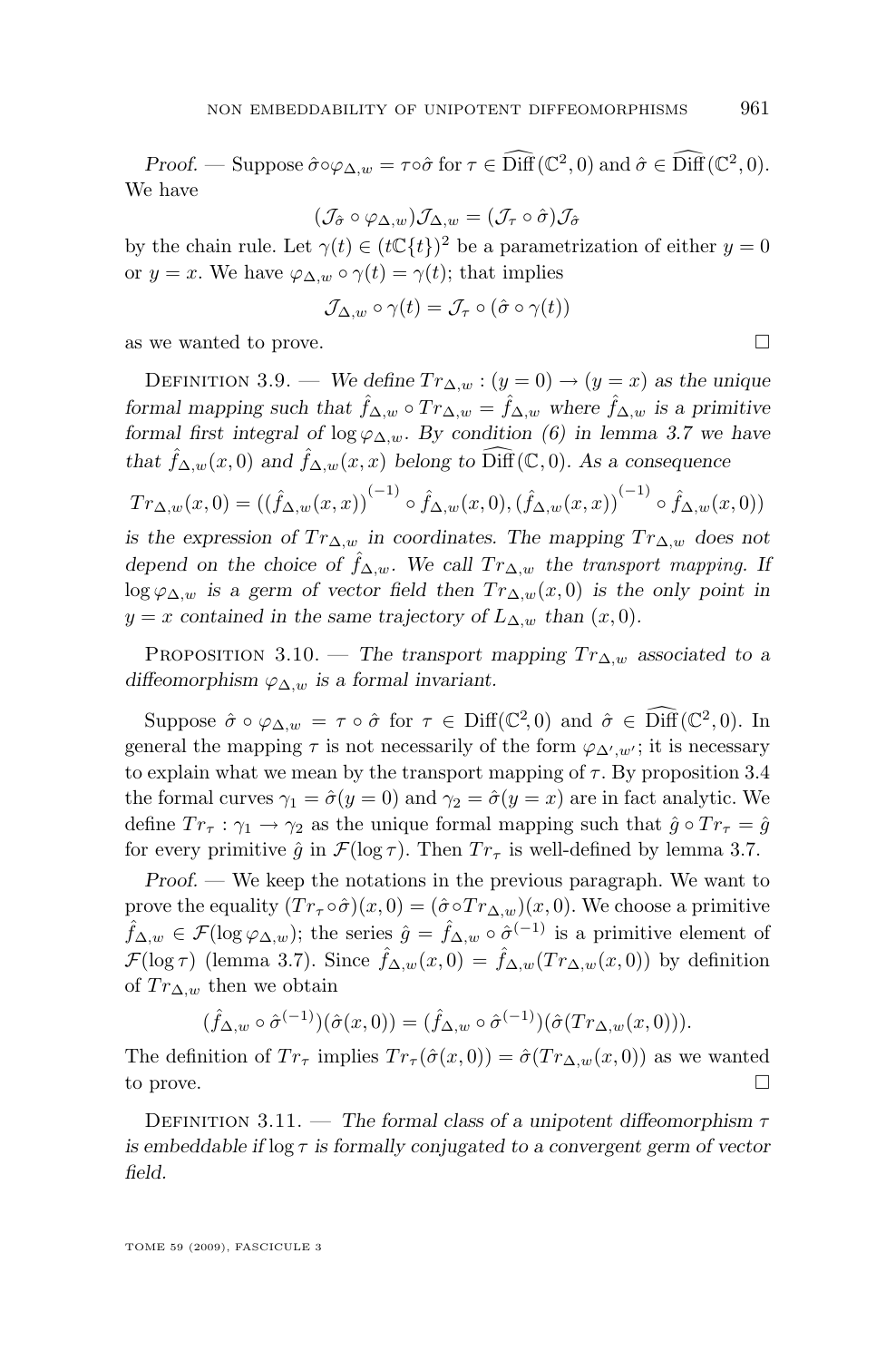*Proof.* — Suppose $\hat{\sigma}\circ\varphi_{\Delta,w} = \tau\circ\hat{\sigma}$ for $\tau \in \widehat{\mathrm{Diff}}(\mathbb{C}^2,0)$ and $\hat{\sigma} \in \widehat{\mathrm{Diff}}(\mathbb{C}^2,0)$. We have

$$(\mathcal{J}_{\hat{\sigma}} \circ \varphi_{\Delta,w})\mathcal{J}_{\Delta,w} = (\mathcal{J}_{\tau} \circ \hat{\sigma})\mathcal{J}_{\hat{\sigma}}$$

by the chain rule. Let $\gamma(t) \in (t\mathbb{C}\{t\})^2$ be a parametrization of either $y=0$ or $y=x$. We have $\varphi_{\Delta,w} \circ \gamma(t) = \gamma(t)$; that implies

$$\mathcal{J}_{\Delta,w} \circ \gamma(t) = \mathcal{J}_{\tau} \circ (\hat{\sigma} \circ \gamma(t))$$

as we wanted to prove. □

Definition 3.9. — *We define $Tr_{\Delta,w} : (y=0) \to (y=x)$ as the unique formal mapping such that $\hat{f}_{\Delta,w} \circ Tr_{\Delta,w} = \hat{f}_{\Delta,w}$ where $\hat{f}_{\Delta,w}$ is a primitive formal first integral of $\log \varphi_{\Delta,w}$. By condition (6) in lemma 3.7 we have that $\hat{f}_{\Delta,w}(x,0)$ and $\hat{f}_{\Delta,w}(x,x)$ belong to $\widehat{\mathrm{Diff}}(\mathbb{C},0)$. As a consequence*

$$Tr_{\Delta,w}(x,0) = ((\hat{f}_{\Delta,w}(x,x))^{(-1)} \circ \hat{f}_{\Delta,w}(x,0), (\hat{f}_{\Delta,w}(x,x))^{(-1)} \circ \hat{f}_{\Delta,w}(x,0))$$

*is the expression of $Tr_{\Delta,w}$ in coordinates. The mapping $Tr_{\Delta,w}$ does not depend on the choice of $\hat{f}_{\Delta,w}$. We call $Tr_{\Delta,w}$ the transport mapping. If $\log \varphi_{\Delta,w}$ is a germ of vector field then $Tr_{\Delta,w}(x,0)$ is the only point in $y=x$ contained in the same trajectory of $L_{\Delta,w}$ than $(x,0)$.*

Proposition 3.10. — *The transport mapping $Tr_{\Delta,w}$ associated to a diffeomorphism $\varphi_{\Delta,w}$ is a formal invariant.*

Suppose $\hat{\sigma} \circ \varphi_{\Delta,w} = \tau \circ \hat{\sigma}$ for $\tau \in \mathrm{Diff}(\mathbb{C}^2,0)$ and $\hat{\sigma} \in \widehat{\mathrm{Diff}}(\mathbb{C}^2,0)$. In general the mapping $\tau$ is not necessarily of the form $\varphi_{\Delta',w'}$; it is necessary to explain what we mean by the transport mapping of $\tau$. By proposition 3.4 the formal curves $\gamma_1 = \hat{\sigma}(y=0)$ and $\gamma_2 = \hat{\sigma}(y=x)$ are in fact analytic. We define $Tr_\tau : \gamma_1 \to \gamma_2$ as the unique formal mapping such that $\hat{g} \circ Tr_\tau = \hat{g}$ for every primitive $\hat{g}$ in $\mathcal{F}(\log \tau)$. Then $Tr_\tau$ is well-defined by lemma 3.7.

*Proof.* — We keep the notations in the previous paragraph. We want to prove the equality $(Tr_\tau \circ \hat{\sigma})(x,0) = (\hat{\sigma} \circ Tr_{\Delta,w})(x,0)$. We choose a primitive $\hat{f}_{\Delta,w} \in \mathcal{F}(\log \varphi_{\Delta,w})$; the series $\hat{g} = \hat{f}_{\Delta,w} \circ \hat{\sigma}^{(-1)}$ is a primitive element of $\mathcal{F}(\log \tau)$ (lemma 3.7). Since $\hat{f}_{\Delta,w}(x,0) = \hat{f}_{\Delta,w}(Tr_{\Delta,w}(x,0))$ by definition of $Tr_{\Delta,w}$ then we obtain

$$(\hat{f}_{\Delta,w} \circ \hat{\sigma}^{(-1)})(\hat{\sigma}(x,0)) = (\hat{f}_{\Delta,w} \circ \hat{\sigma}^{(-1)})(\hat{\sigma}(Tr_{\Delta,w}(x,0))).$$

The definition of $Tr_\tau$ implies $Tr_\tau(\hat{\sigma}(x,0)) = \hat{\sigma}(Tr_{\Delta,w}(x,0))$ as we wanted to prove. □

Definition 3.11. — *The formal class of a unipotent diffeomorphism $\tau$ is embeddable if $\log \tau$ is formally conjugated to a convergent germ of vector field.*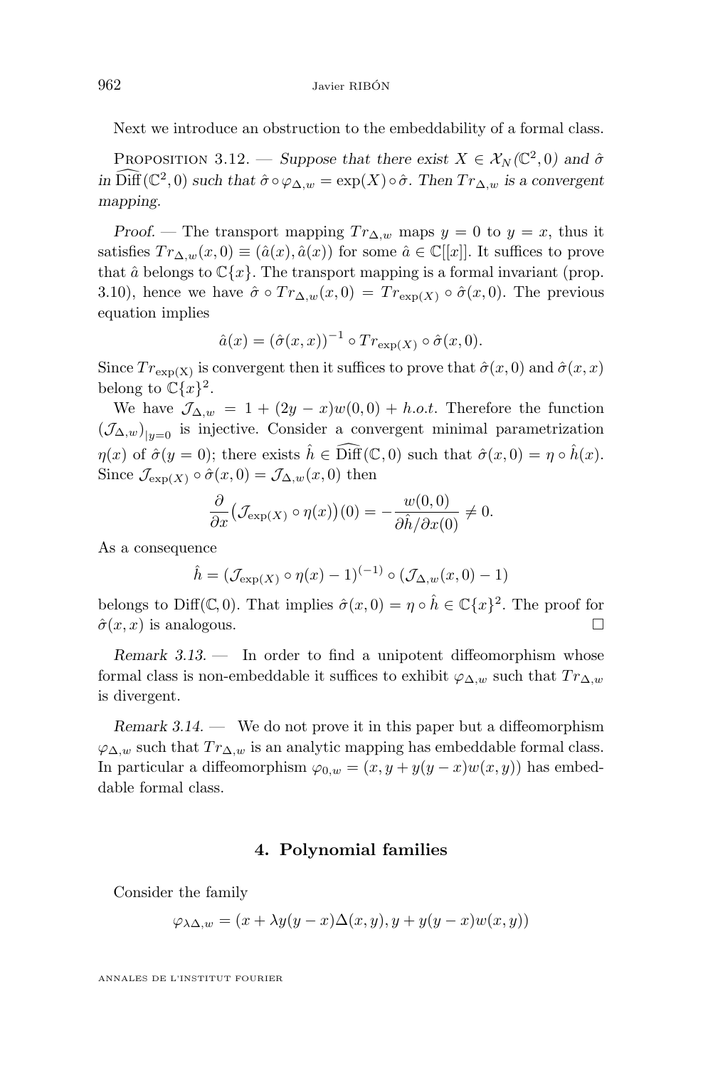Next we introduce an obstruction to the embeddability of a formal class.

Proposition 3.12. — *Suppose that there exist $X \in \mathcal{X}_N(\mathbb{C}^2, 0)$ and $\hat{\sigma}$ in $\widehat{\mathrm{Diff}}(\mathbb{C}^2, 0)$ such that $\hat{\sigma} \circ \varphi_{\Delta,w} = \exp(X) \circ \hat{\sigma}$. Then $Tr_{\Delta,w}$ is a convergent mapping.*

*Proof.* — The transport mapping $Tr_{\Delta,w}$ maps $y = 0$ to $y = x$, thus it satisfies $Tr_{\Delta,w}(x, 0) \equiv (\hat{a}(x), \hat{a}(x))$ for some $\hat{a} \in \mathbb{C}[[x]]$. It suffices to prove that $\hat{a}$ belongs to $\mathbb{C}\{x\}$. The transport mapping is a formal invariant (prop. 3.10), hence we have $\hat{\sigma} \circ Tr_{\Delta,w}(x, 0) = Tr_{\exp(X)} \circ \hat{\sigma}(x, 0)$. The previous equation implies

$$\hat{a}(x) = (\hat{\sigma}(x, x))^{-1} \circ Tr_{\exp(X)} \circ \hat{\sigma}(x, 0).$$

Since $Tr_{\exp(\mathrm{X})}$ is convergent then it suffices to prove that $\hat{\sigma}(x, 0)$ and $\hat{\sigma}(x, x)$ belong to $\mathbb{C}\{x\}^2$.

We have $\mathcal{J}_{\Delta,w} = 1 + (2y - x)w(0, 0) + h.o.t.$ Therefore the function $(\mathcal{J}_{\Delta,w})_{|y=0}$ is injective. Consider a convergent minimal parametrization $\eta(x)$ of $\hat{\sigma}(y = 0)$; there exists $\hat{h} \in \widehat{\mathrm{Diff}}(\mathbb{C}, 0)$ such that $\hat{\sigma}(x, 0) = \eta \circ \hat{h}(x)$. Since $\mathcal{J}_{\exp(X)} \circ \hat{\sigma}(x, 0) = \mathcal{J}_{\Delta,w}(x, 0)$ then

$$\frac{\partial}{\partial x}\big(\mathcal{J}_{\exp(X)} \circ \eta(x)\big)(0) = -\frac{w(0, 0)}{\partial \hat{h}/\partial x(0)} \neq 0.$$

As a consequence

$$\hat{h} = (\mathcal{J}_{\exp(X)} \circ \eta(x) - 1)^{(-1)} \circ (\mathcal{J}_{\Delta,w}(x, 0) - 1)$$

belongs to $\mathrm{Diff}(\mathbb{C}, 0)$. That implies $\hat{\sigma}(x, 0) = \eta \circ \hat{h} \in \mathbb{C}\{x\}^2$. The proof for $\hat{\sigma}(x, x)$ is analogous. $\square$

*Remark 3.13.* — In order to find a unipotent diffeomorphism whose formal class is non-embeddable it suffices to exhibit $\varphi_{\Delta,w}$ such that $Tr_{\Delta,w}$ is divergent.

*Remark 3.14.* — We do not prove it in this paper but a diffeomorphism $\varphi_{\Delta,w}$ such that $Tr_{\Delta,w}$ is an analytic mapping has embeddable formal class. In particular a diffeomorphism $\varphi_{0,w} = (x, y + y(y - x)w(x, y))$ has embeddable formal class.

## 4. Polynomial families

Consider the family

$$\varphi_{\lambda\Delta,w} = (x + \lambda y(y - x)\Delta(x, y), y + y(y - x)w(x, y))$$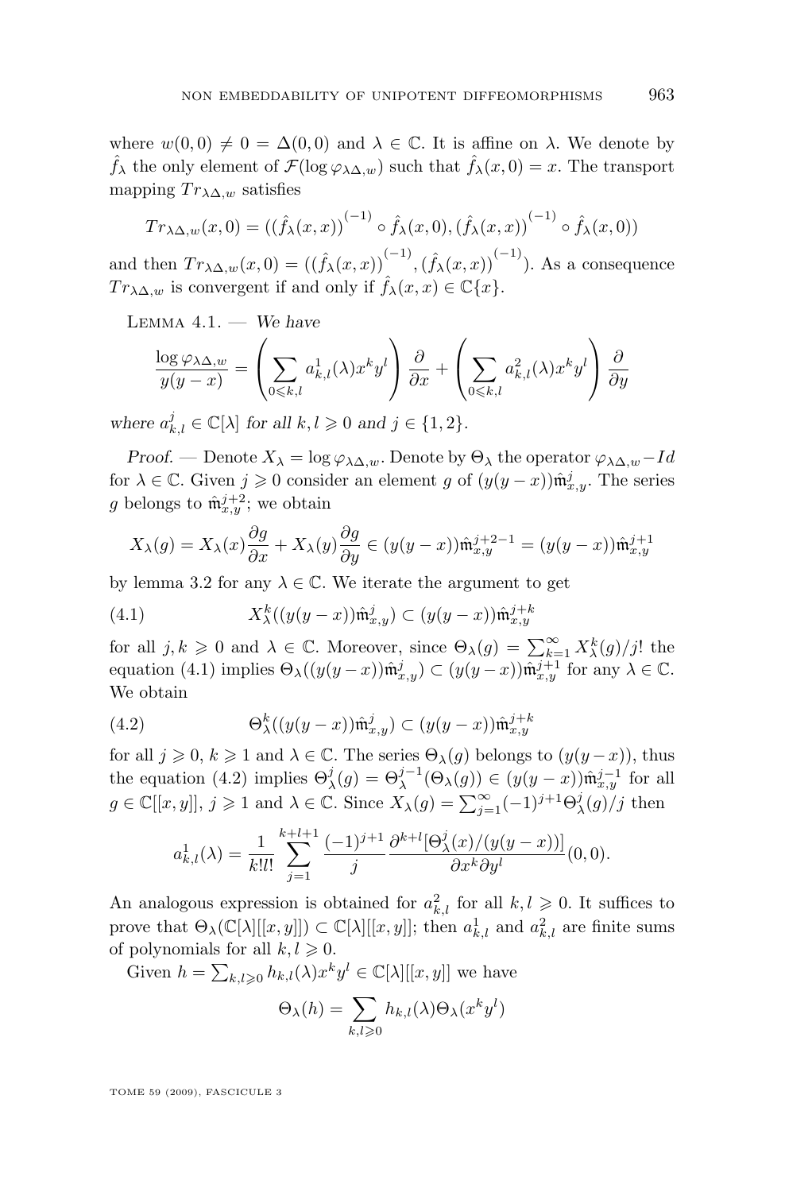where $w(0,0) \neq 0 = \Delta(0,0)$ and $\lambda \in \mathbb{C}$. It is affine on $\lambda$. We denote by $\hat{f}_\lambda$ the only element of $\mathcal{F}(\log \varphi_{\lambda\Delta,w})$ such that $\hat{f}_\lambda(x,0) = x$. The transport mapping $Tr_{\lambda\Delta,w}$ satisfies

$$Tr_{\lambda\Delta,w}(x,0) = ((\hat{f}_\lambda(x,x))^{(-1)} \circ \hat{f}_\lambda(x,0), (\hat{f}_\lambda(x,x))^{(-1)} \circ \hat{f}_\lambda(x,0))$$

and then $Tr_{\lambda\Delta,w}(x,0) = ((\hat{f}_\lambda(x,x))^{(-1)}, (\hat{f}_\lambda(x,x))^{(-1)})$. As a consequence $Tr_{\lambda\Delta,w}$ is convergent if and only if $\hat{f}_\lambda(x,x) \in \mathbb{C}\{x\}$.

Lemma 4.1. — *We have*

$$\frac{\log \varphi_{\lambda\Delta,w}}{y(y-x)} = \left(\sum_{0 \leqslant k,l} a_{k,l}^1(\lambda) x^k y^l\right) \frac{\partial}{\partial x} + \left(\sum_{0 \leqslant k,l} a_{k,l}^2(\lambda) x^k y^l\right) \frac{\partial}{\partial y}$$

*where $a_{k,l}^j \in \mathbb{C}[\lambda]$ for all $k,l \geqslant 0$ and $j \in \{1,2\}$.*

*Proof.* — Denote $X_\lambda = \log \varphi_{\lambda\Delta,w}$. Denote by $\Theta_\lambda$ the operator $\varphi_{\lambda\Delta,w} - Id$ for $\lambda \in \mathbb{C}$. Given $j \geqslant 0$ consider an element $g$ of $(y(y-x))\hat{\mathfrak{m}}_{x,y}^j$. The series $g$ belongs to $\hat{\mathfrak{m}}_{x,y}^{j+2}$; we obtain

$$X_\lambda(g) = X_\lambda(x)\frac{\partial g}{\partial x} + X_\lambda(y)\frac{\partial g}{\partial y} \in (y(y-x))\hat{\mathfrak{m}}_{x,y}^{j+2-1} = (y(y-x))\hat{\mathfrak{m}}_{x,y}^{j+1}$$

by lemma 3.2 for any $\lambda \in \mathbb{C}$. We iterate the argument to get

$$X_\lambda^k((y(y-x))\hat{\mathfrak{m}}_{x,y}^j) \subset (y(y-x))\hat{\mathfrak{m}}_{x,y}^{j+k} \tag{4.1}$$

for all $j,k \geqslant 0$ and $\lambda \in \mathbb{C}$. Moreover, since $\Theta_\lambda(g) = \sum_{k=1}^{\infty} X_\lambda^k(g)/j!$ the equation (4.1) implies $\Theta_\lambda((y(y-x))\hat{\mathfrak{m}}_{x,y}^j) \subset (y(y-x))\hat{\mathfrak{m}}_{x,y}^{j+1}$ for any $\lambda \in \mathbb{C}$. We obtain

$$\Theta_\lambda^k((y(y-x))\hat{\mathfrak{m}}_{x,y}^j) \subset (y(y-x))\hat{\mathfrak{m}}_{x,y}^{j+k} \tag{4.2}$$

for all $j \geqslant 0$, $k \geqslant 1$ and $\lambda \in \mathbb{C}$. The series $\Theta_\lambda(g)$ belongs to $(y(y-x))$, thus the equation (4.2) implies $\Theta_\lambda^j(g) = \Theta_\lambda^{j-1}(\Theta_\lambda(g)) \in (y(y-x))\hat{\mathfrak{m}}_{x,y}^{j-1}$ for all $g \in \mathbb{C}[[x,y]]$, $j \geqslant 1$ and $\lambda \in \mathbb{C}$. Since $X_\lambda(g) = \sum_{j=1}^{\infty} (-1)^{j+1}\Theta_\lambda^j(g)/j$ then

$$a_{k,l}^1(\lambda) = \frac{1}{k!l!} \sum_{j=1}^{k+l+1} \frac{(-1)^{j+1}}{j} \frac{\partial^{k+l}[\Theta_\lambda^j(x)/(y(y-x))]}{\partial x^k \partial y^l}(0,0).$$

An analogous expression is obtained for $a_{k,l}^2$ for all $k,l \geqslant 0$. It suffices to prove that $\Theta_\lambda(\mathbb{C}[\lambda][[x,y]]) \subset \mathbb{C}[\lambda][[x,y]]$; then $a_{k,l}^1$ and $a_{k,l}^2$ are finite sums of polynomials for all $k,l \geqslant 0$.

Given $h = \sum_{k,l \geqslant 0} h_{k,l}(\lambda) x^k y^l \in \mathbb{C}[\lambda][[x,y]]$ we have

$$\Theta_\lambda(h) = \sum_{k,l \geqslant 0} h_{k,l}(\lambda)\Theta_\lambda(x^k y^l)$$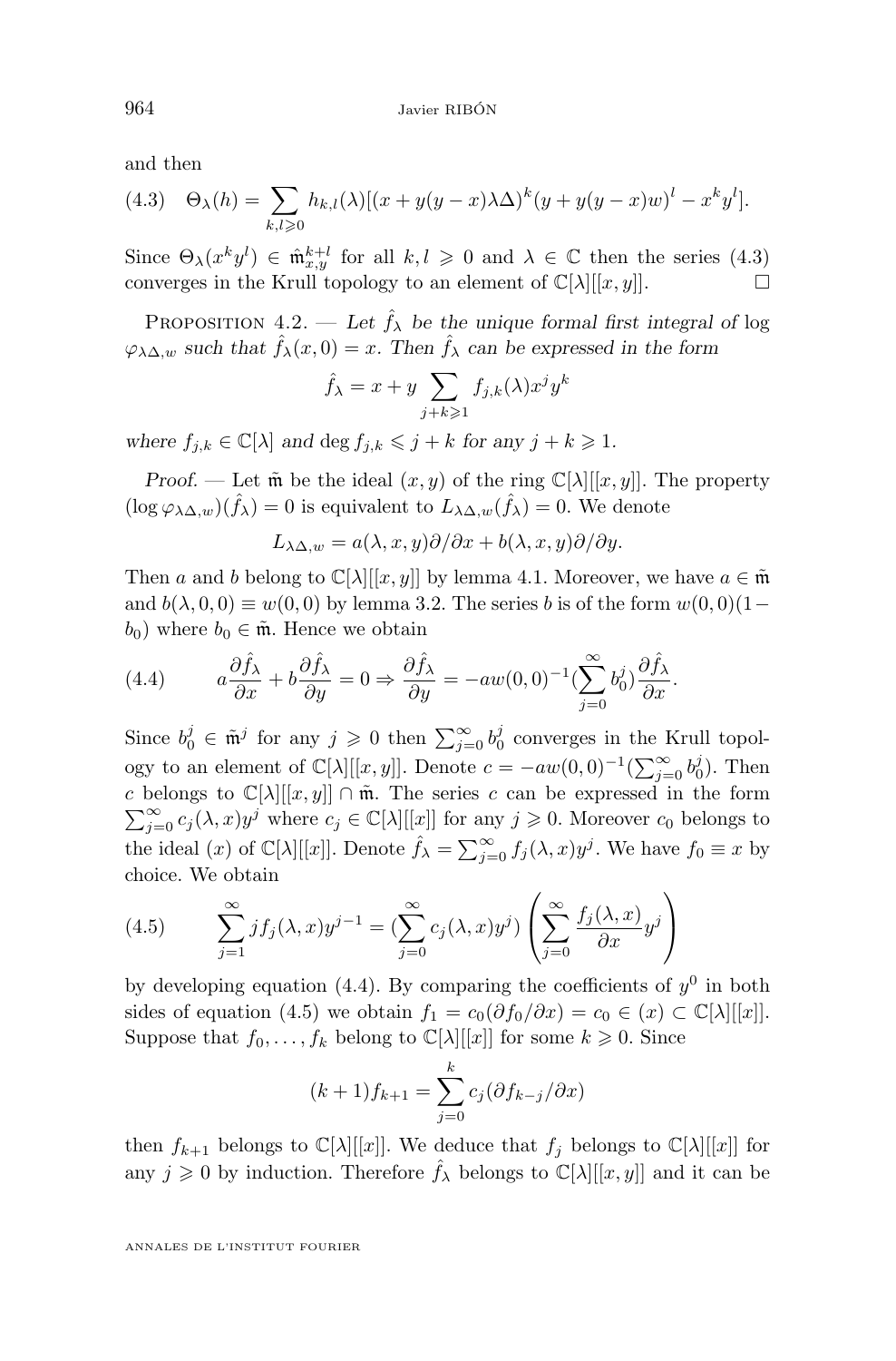and then

$$\text{(4.3)} \quad \Theta_\lambda(h) = \sum_{k,l \geqslant 0} h_{k,l}(\lambda)[(x + y(y-x)\lambda\Delta)^k (y + y(y-x)w)^l - x^k y^l].$$

Since $\Theta_\lambda(x^k y^l) \in \hat{\mathfrak{m}}_{x,y}^{k+l}$ for all $k,l \geqslant 0$ and $\lambda \in \mathbb{C}$ then the series (4.3) converges in the Krull topology to an element of $\mathbb{C}[\lambda][[x,y]]$. □

Proposition 4.2. — *Let $\hat{f}_\lambda$ be the unique formal first integral of* log $\varphi_{\lambda\Delta,w}$ *such that $\hat{f}_\lambda(x,0) = x$. Then $\hat{f}_\lambda$ can be expressed in the form*

$$\hat{f}_\lambda = x + y \sum_{j+k \geqslant 1} f_{j,k}(\lambda) x^j y^k$$

*where $f_{j,k} \in \mathbb{C}[\lambda]$ and $\deg f_{j,k} \leqslant j+k$ for any $j+k \geqslant 1$.*

*Proof.* — Let $\tilde{\mathfrak{m}}$ be the ideal $(x,y)$ of the ring $\mathbb{C}[\lambda][[x,y]]$. The property $(\log \varphi_{\lambda\Delta,w})(\hat{f}_\lambda) = 0$ is equivalent to $L_{\lambda\Delta,w}(\hat{f}_\lambda) = 0$. We denote

$$L_{\lambda\Delta,w} = a(\lambda,x,y)\partial/\partial x + b(\lambda,x,y)\partial/\partial y.$$

Then $a$ and $b$ belong to $\mathbb{C}[\lambda][[x,y]]$ by lemma 4.1. Moreover, we have $a \in \tilde{\mathfrak{m}}$ and $b(\lambda,0,0) \equiv w(0,0)$ by lemma 3.2. The series $b$ is of the form $w(0,0)(1-b_0)$ where $b_0 \in \tilde{\mathfrak{m}}$. Hence we obtain

$$\text{(4.4)} \qquad a\frac{\partial \hat{f}_\lambda}{\partial x} + b\frac{\partial \hat{f}_\lambda}{\partial y} = 0 \Rightarrow \frac{\partial \hat{f}_\lambda}{\partial y} = -aw(0,0)^{-1}\left(\sum_{j=0}^{\infty} b_0^j\right)\frac{\partial \hat{f}_\lambda}{\partial x}.$$

Since $b_0^j \in \tilde{\mathfrak{m}}^j$ for any $j \geqslant 0$ then $\sum_{j=0}^{\infty} b_0^j$ converges in the Krull topology to an element of $\mathbb{C}[\lambda][[x,y]]$. Denote $c = -aw(0,0)^{-1}(\sum_{j=0}^{\infty} b_0^j)$. Then $c$ belongs to $\mathbb{C}[\lambda][[x,y]] \cap \tilde{\mathfrak{m}}$. The series $c$ can be expressed in the form $\sum_{j=0}^{\infty} c_j(\lambda,x)y^j$ where $c_j \in \mathbb{C}[\lambda][[x]]$ for any $j \geqslant 0$. Moreover $c_0$ belongs to the ideal $(x)$ of $\mathbb{C}[\lambda][[x]]$. Denote $\hat{f}_\lambda = \sum_{j=0}^{\infty} f_j(\lambda,x)y^j$. We have $f_0 \equiv x$ by choice. We obtain

$$\text{(4.5)} \qquad \sum_{j=1}^{\infty} j f_j(\lambda,x)y^{j-1} = \left(\sum_{j=0}^{\infty} c_j(\lambda,x)y^j\right)\left(\sum_{j=0}^{\infty} \frac{f_j(\lambda,x)}{\partial x} y^j\right)$$

by developing equation (4.4). By comparing the coefficients of $y^0$ in both sides of equation (4.5) we obtain $f_1 = c_0(\partial f_0/\partial x) = c_0 \in (x) \subset \mathbb{C}[\lambda][[x]]$. Suppose that $f_0, \ldots, f_k$ belong to $\mathbb{C}[\lambda][[x]]$ for some $k \geqslant 0$. Since

$$(k+1)f_{k+1} = \sum_{j=0}^{k} c_j(\partial f_{k-j}/\partial x)$$

then $f_{k+1}$ belongs to $\mathbb{C}[\lambda][[x]]$. We deduce that $f_j$ belongs to $\mathbb{C}[\lambda][[x]]$ for any $j \geqslant 0$ by induction. Therefore $\hat{f}_\lambda$ belongs to $\mathbb{C}[\lambda][[x,y]]$ and it can be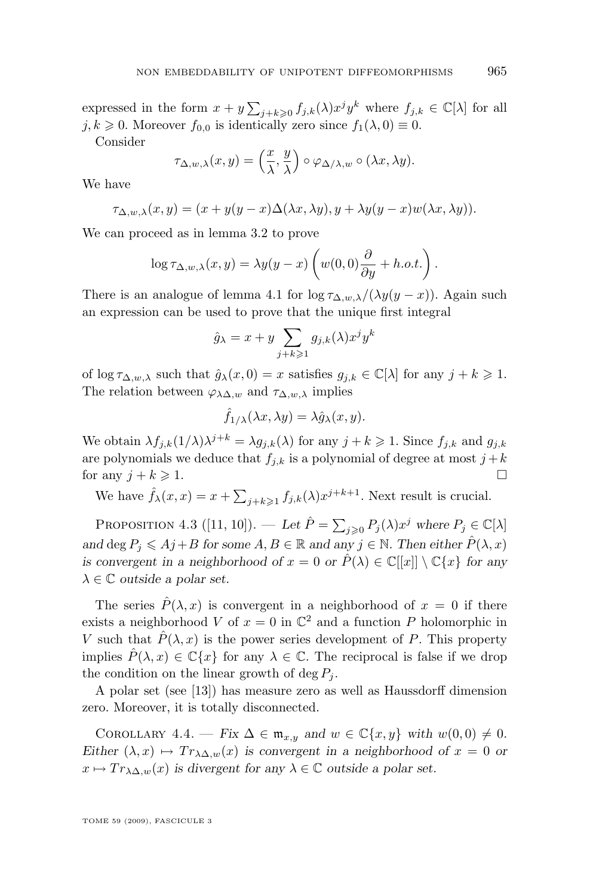expressed in the form $x + y\sum_{j+k\geqslant 0} f_{j,k}(\lambda)x^j y^k$ where $f_{j,k} \in \mathbb{C}[\lambda]$ for all $j,k \geqslant 0$. Moreover $f_{0,0}$ is identically zero since $f_1(\lambda, 0) \equiv 0$.

Consider

$$\tau_{\Delta,w,\lambda}(x,y) = \left(\frac{x}{\lambda}, \frac{y}{\lambda}\right) \circ \varphi_{\Delta/\lambda, w} \circ (\lambda x, \lambda y).$$

We have

$$\tau_{\Delta,w,\lambda}(x,y) = (x + y(y-x)\Delta(\lambda x, \lambda y), y + \lambda y(y-x)w(\lambda x, \lambda y)).$$

We can proceed as in lemma 3.2 to prove

$$\log \tau_{\Delta,w,\lambda}(x,y) = \lambda y(y-x)\left(w(0,0)\frac{\partial}{\partial y} + h.o.t.\right).$$

There is an analogue of lemma 4.1 for $\log \tau_{\Delta,w,\lambda}/(\lambda y(y-x))$. Again such an expression can be used to prove that the unique first integral

$$\hat{g}_\lambda = x + y \sum_{j+k\geqslant 1} g_{j,k}(\lambda)x^j y^k$$

of $\log \tau_{\Delta,w,\lambda}$ such that $\hat{g}_\lambda(x,0) = x$ satisfies $g_{j,k} \in \mathbb{C}[\lambda]$ for any $j+k \geqslant 1$. The relation between $\varphi_{\lambda\Delta,w}$ and $\tau_{\Delta,w,\lambda}$ implies

$$\hat{f}_{1/\lambda}(\lambda x, \lambda y) = \lambda \hat{g}_\lambda(x,y).$$

We obtain $\lambda f_{j,k}(1/\lambda)\lambda^{j+k} = \lambda g_{j,k}(\lambda)$ for any $j+k \geqslant 1$. Since $f_{j,k}$ and $g_{j,k}$ are polynomials we deduce that $f_{j,k}$ is a polynomial of degree at most $j+k$ for any $j+k \geqslant 1$. $\square$

We have $\hat{f}_\lambda(x,x) = x + \sum_{j+k\geqslant 1} f_{j,k}(\lambda)x^{j+k+1}$. Next result is crucial.

Proposition 4.3 ([11, 10]). — *Let $\hat{P} = \sum_{j\geqslant 0} P_j(\lambda)x^j$ where $P_j \in \mathbb{C}[\lambda]$ and $\deg P_j \leqslant Aj + B$ for some $A, B \in \mathbb{R}$ and any $j \in \mathbb{N}$. Then either $\hat{P}(\lambda, x)$ is convergent in a neighborhood of $x = 0$ or $\hat{P}(\lambda) \in \mathbb{C}[[x]] \setminus \mathbb{C}\{x\}$ for any $\lambda \in \mathbb{C}$ outside a polar set.*

The series $\hat{P}(\lambda, x)$ is convergent in a neighborhood of $x = 0$ if there exists a neighborhood $V$ of $x = 0$ in $\mathbb{C}^2$ and a function $P$ holomorphic in $V$ such that $\hat{P}(\lambda, x)$ is the power series development of $P$. This property implies $\hat{P}(\lambda, x) \in \mathbb{C}\{x\}$ for any $\lambda \in \mathbb{C}$. The reciprocal is false if we drop the condition on the linear growth of $\deg P_j$.

A polar set (see [13]) has measure zero as well as Haussdorff dimension zero. Moreover, it is totally disconnected.

Corollary 4.4. — *Fix $\Delta \in \mathfrak{m}_{x,y}$ and $w \in \mathbb{C}\{x,y\}$ with $w(0,0) \neq 0$. Either $(\lambda, x) \mapsto Tr_{\lambda\Delta,w}(x)$ is convergent in a neighborhood of $x = 0$ or $x \mapsto Tr_{\lambda\Delta,w}(x)$ is divergent for any $\lambda \in \mathbb{C}$ outside a polar set.*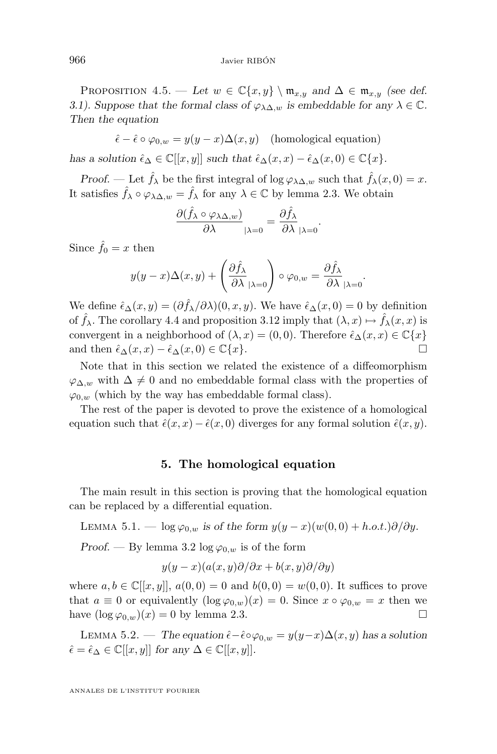Proposition 4.5. — *Let $w \in \mathbb{C}\{x,y\} \setminus \mathfrak{m}_{x,y}$ and $\Delta \in \mathfrak{m}_{x,y}$ (see def. 3.1). Suppose that the formal class of $\varphi_{\lambda\Delta,w}$ is embeddable for any $\lambda \in \mathbb{C}$. Then the equation*

$$\hat{\epsilon} - \hat{\epsilon} \circ \varphi_{0,w} = y(y-x)\Delta(x,y) \quad \text{(homological equation)}$$

*has a solution $\hat{\epsilon}_\Delta \in \mathbb{C}[[x,y]]$ such that $\hat{\epsilon}_\Delta(x,x) - \hat{\epsilon}_\Delta(x,0) \in \mathbb{C}\{x\}$.*

*Proof.* — Let $\hat{f}_\lambda$ be the first integral of $\log \varphi_{\lambda\Delta,w}$ such that $\hat{f}_\lambda(x,0) = x$. It satisfies $\hat{f}_\lambda \circ \varphi_{\lambda\Delta,w} = \hat{f}_\lambda$ for any $\lambda \in \mathbb{C}$ by lemma 2.3. We obtain

$$\frac{\partial(\hat{f}_\lambda \circ \varphi_{\lambda\Delta,w})}{\partial\lambda}_{|\lambda=0} = \frac{\partial \hat{f}_\lambda}{\partial\lambda}_{|\lambda=0}.$$

Since $\hat{f}_0 = x$ then

$$y(y-x)\Delta(x,y) + \left(\frac{\partial \hat{f}_\lambda}{\partial\lambda}_{|\lambda=0}\right) \circ \varphi_{0,w} = \frac{\partial \hat{f}_\lambda}{\partial\lambda}_{|\lambda=0}.$$

We define $\hat{\epsilon}_\Delta(x,y) = (\partial \hat{f}_\lambda/\partial\lambda)(0,x,y)$. We have $\hat{\epsilon}_\Delta(x,0) = 0$ by definition of $\hat{f}_\lambda$. The corollary 4.4 and proposition 3.12 imply that $(\lambda,x) \mapsto \hat{f}_\lambda(x,x)$ is convergent in a neighborhood of $(\lambda,x) = (0,0)$. Therefore $\hat{\epsilon}_\Delta(x,x) \in \mathbb{C}\{x\}$ and then $\hat{\epsilon}_\Delta(x,x) - \hat{\epsilon}_\Delta(x,0) \in \mathbb{C}\{x\}$. □

Note that in this section we related the existence of a diffeomorphism $\varphi_{\Delta,w}$ with $\Delta \neq 0$ and no embeddable formal class with the properties of $\varphi_{0,w}$ (which by the way has embeddable formal class).

The rest of the paper is devoted to prove the existence of a homological equation such that $\hat{\epsilon}(x,x) - \hat{\epsilon}(x,0)$ diverges for any formal solution $\hat{\epsilon}(x,y)$.

## 5. The homological equation

The main result in this section is proving that the homological equation can be replaced by a differential equation.

Lemma 5.1. — *$\log \varphi_{0,w}$ is of the form $y(y-x)(w(0,0) + h.o.t.)\partial/\partial y$.*

*Proof.* — By lemma 3.2 $\log \varphi_{0,w}$ is of the form

$$y(y-x)(a(x,y)\partial/\partial x + b(x,y)\partial/\partial y)$$

where $a, b \in \mathbb{C}[[x,y]]$, $a(0,0) = 0$ and $b(0,0) = w(0,0)$. It suffices to prove that $a \equiv 0$ or equivalently $(\log \varphi_{0,w})(x) = 0$. Since $x \circ \varphi_{0,w} = x$ then we have $(\log \varphi_{0,w})(x) = 0$ by lemma 2.3. □

Lemma 5.2. — *The equation $\hat{\epsilon} - \hat{\epsilon} \circ \varphi_{0,w} = y(y-x)\Delta(x,y)$ has a solution $\hat{\epsilon} = \hat{\epsilon}_\Delta \in \mathbb{C}[[x,y]]$ for any $\Delta \in \mathbb{C}[[x,y]]$.*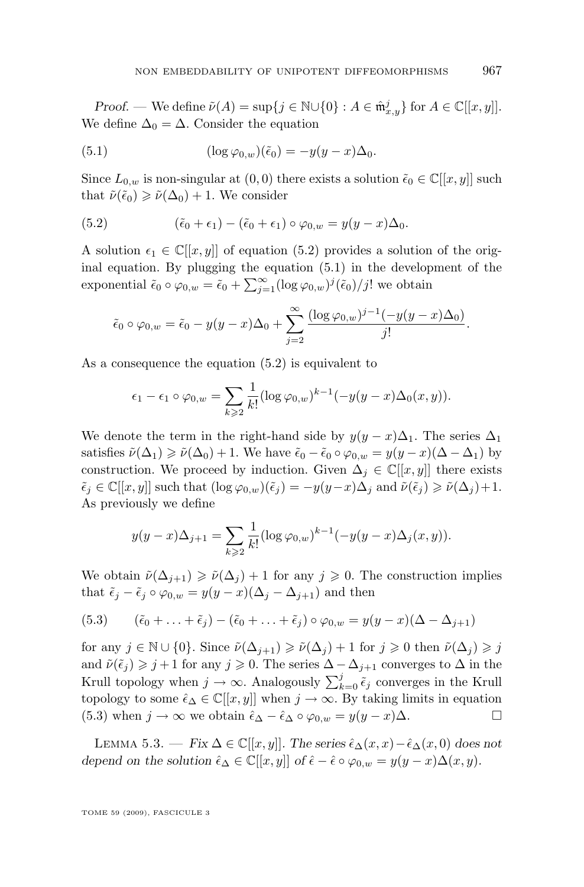*Proof.* — We define $\tilde{\nu}(A) = \sup\{j \in \mathbb{N} \cup \{0\} : A \in \hat{\mathfrak{m}}_{x,y}^j\}$ for $A \in \mathbb{C}[[x,y]]$. We define $\Delta_0 = \Delta$. Consider the equation

$$(\log \varphi_{0,w})(\tilde{\epsilon}_0) = -y(y-x)\Delta_0. \tag{5.1}$$

Since $L_{0,w}$ is non-singular at $(0,0)$ there exists a solution $\tilde{\epsilon}_0 \in \mathbb{C}[[x,y]]$ such that $\tilde{\nu}(\tilde{\epsilon}_0) \geqslant \tilde{\nu}(\Delta_0) + 1$. We consider

$$(\tilde{\epsilon}_0 + \epsilon_1) - (\tilde{\epsilon}_0 + \epsilon_1) \circ \varphi_{0,w} = y(y-x)\Delta_0. \tag{5.2}$$

A solution $\epsilon_1 \in \mathbb{C}[[x,y]]$ of equation (5.2) provides a solution of the original equation. By plugging the equation (5.1) in the development of the exponential $\tilde{\epsilon}_0 \circ \varphi_{0,w} = \tilde{\epsilon}_0 + \sum_{j=1}^{\infty} (\log \varphi_{0,w})^j (\tilde{\epsilon}_0)/j!$ we obtain

$$\tilde{\epsilon}_0 \circ \varphi_{0,w} = \tilde{\epsilon}_0 - y(y-x)\Delta_0 + \sum_{j=2}^{\infty} \frac{(\log \varphi_{0,w})^{j-1}(-y(y-x)\Delta_0)}{j!}.$$

As a consequence the equation (5.2) is equivalent to

$$\epsilon_1 - \epsilon_1 \circ \varphi_{0,w} = \sum_{k \geqslant 2} \frac{1}{k!} (\log \varphi_{0,w})^{k-1} (-y(y-x)\Delta_0(x,y)).$$

We denote the term in the right-hand side by $y(y-x)\Delta_1$. The series $\Delta_1$ satisfies $\tilde{\nu}(\Delta_1) \geqslant \tilde{\nu}(\Delta_0) + 1$. We have $\tilde{\epsilon}_0 - \tilde{\epsilon}_0 \circ \varphi_{0,w} = y(y-x)(\Delta - \Delta_1)$ by construction. We proceed by induction. Given $\Delta_j \in \mathbb{C}[[x,y]]$ there exists $\tilde{\epsilon}_j \in \mathbb{C}[[x,y]]$ such that $(\log \varphi_{0,w})(\tilde{\epsilon}_j) = -y(y-x)\Delta_j$ and $\tilde{\nu}(\tilde{\epsilon}_j) \geqslant \tilde{\nu}(\Delta_j) + 1$. As previously we define

$$y(y-x)\Delta_{j+1} = \sum_{k \geqslant 2} \frac{1}{k!} (\log \varphi_{0,w})^{k-1} (-y(y-x)\Delta_j(x,y)).$$

We obtain $\tilde{\nu}(\Delta_{j+1}) \geqslant \tilde{\nu}(\Delta_j) + 1$ for any $j \geqslant 0$. The construction implies that $\tilde{\epsilon}_j - \tilde{\epsilon}_j \circ \varphi_{0,w} = y(y-x)(\Delta_j - \Delta_{j+1})$ and then

$$(\tilde{\epsilon}_0 + \ldots + \tilde{\epsilon}_j) - (\tilde{\epsilon}_0 + \ldots + \tilde{\epsilon}_j) \circ \varphi_{0,w} = y(y-x)(\Delta - \Delta_{j+1}) \tag{5.3}$$

for any $j \in \mathbb{N} \cup \{0\}$. Since $\tilde{\nu}(\Delta_{j+1}) \geqslant \tilde{\nu}(\Delta_j) + 1$ for $j \geqslant 0$ then $\tilde{\nu}(\Delta_j) \geqslant j$ and $\tilde{\nu}(\tilde{\epsilon}_j) \geqslant j+1$ for any $j \geqslant 0$. The series $\Delta - \Delta_{j+1}$ converges to $\Delta$ in the Krull topology when $j \to \infty$. Analogously $\sum_{k=0}^{j} \tilde{\epsilon}_j$ converges in the Krull topology to some $\hat{\epsilon}_\Delta \in \mathbb{C}[[x,y]]$ when $j \to \infty$. By taking limits in equation (5.3) when $j \to \infty$ we obtain $\hat{\epsilon}_\Delta - \hat{\epsilon}_\Delta \circ \varphi_{0,w} = y(y-x)\Delta$. □

Lemma 5.3. — *Fix $\Delta \in \mathbb{C}[[x,y]]$. The series $\hat{\epsilon}_\Delta(x,x) - \hat{\epsilon}_\Delta(x,0)$ does not depend on the solution $\hat{\epsilon}_\Delta \in \mathbb{C}[[x,y]]$ of $\hat{\epsilon} - \hat{\epsilon} \circ \varphi_{0,w} = y(y-x)\Delta(x,y)$.*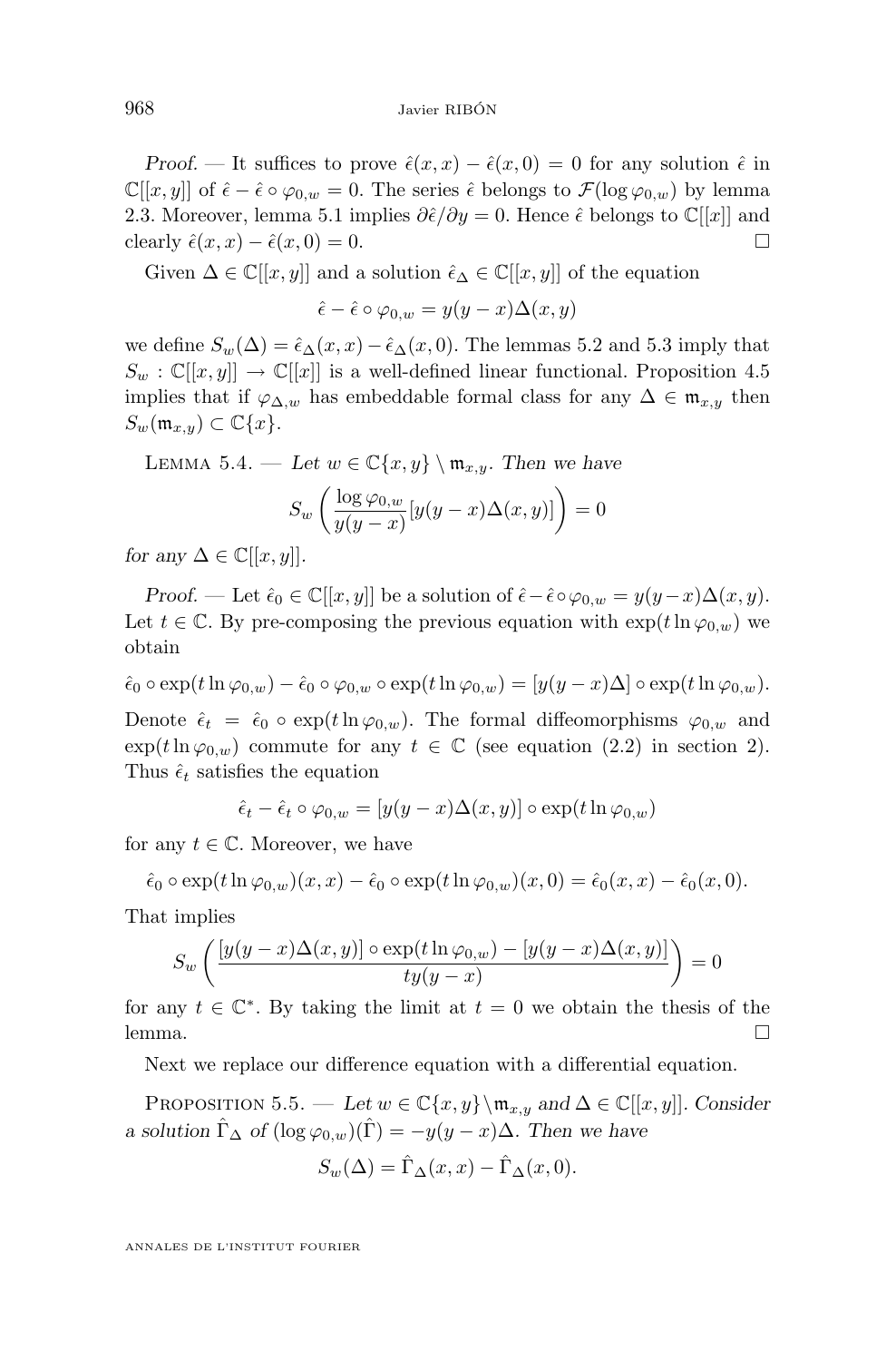*Proof.* — It suffices to prove $\hat{\epsilon}(x,x) - \hat{\epsilon}(x,0) = 0$ for any solution $\hat{\epsilon}$ in $\mathbb{C}[[x,y]]$ of $\hat{\epsilon} - \hat{\epsilon} \circ \varphi_{0,w} = 0$. The series $\hat{\epsilon}$ belongs to $\mathcal{F}(\log \varphi_{0,w})$ by lemma 2.3. Moreover, lemma 5.1 implies $\partial \hat{\epsilon}/\partial y = 0$. Hence $\hat{\epsilon}$ belongs to $\mathbb{C}[[x]]$ and clearly $\hat{\epsilon}(x,x) - \hat{\epsilon}(x,0) = 0$. $\square$

Given $\Delta \in \mathbb{C}[[x,y]]$ and a solution $\hat{\epsilon}_\Delta \in \mathbb{C}[[x,y]]$ of the equation

$$\hat{\epsilon} - \hat{\epsilon} \circ \varphi_{0,w} = y(y-x)\Delta(x,y)$$

we define $S_w(\Delta) = \hat{\epsilon}_\Delta(x,x) - \hat{\epsilon}_\Delta(x,0)$. The lemmas 5.2 and 5.3 imply that $S_w : \mathbb{C}[[x,y]] \to \mathbb{C}[[x]]$ is a well-defined linear functional. Proposition 4.5 implies that if $\varphi_{\Delta,w}$ has embeddable formal class for any $\Delta \in \mathfrak{m}_{x,y}$ then $S_w(\mathfrak{m}_{x,y}) \subset \mathbb{C}\{x\}$.

Lemma 5.4. — *Let $w \in \mathbb{C}\{x,y\} \setminus \mathfrak{m}_{x,y}$. Then we have*

$$S_w\left(\frac{\log \varphi_{0,w}}{y(y-x)}[y(y-x)\Delta(x,y)]\right) = 0$$

*for any $\Delta \in \mathbb{C}[[x,y]]$.*

*Proof.* — Let $\hat{\epsilon}_0 \in \mathbb{C}[[x,y]]$ be a solution of $\hat{\epsilon} - \hat{\epsilon} \circ \varphi_{0,w} = y(y-x)\Delta(x,y)$. Let $t \in \mathbb{C}$. By pre-composing the previous equation with $\exp(t \ln \varphi_{0,w})$ we obtain

$$\hat{\epsilon}_0 \circ \exp(t\ln\varphi_{0,w}) - \hat{\epsilon}_0 \circ \varphi_{0,w} \circ \exp(t\ln\varphi_{0,w}) = [y(y-x)\Delta] \circ \exp(t\ln\varphi_{0,w}).$$

Denote $\hat{\epsilon}_t = \hat{\epsilon}_0 \circ \exp(t\ln\varphi_{0,w})$. The formal diffeomorphisms $\varphi_{0,w}$ and $\exp(t\ln\varphi_{0,w})$ commute for any $t \in \mathbb{C}$ (see equation (2.2) in section 2). Thus $\hat{\epsilon}_t$ satisfies the equation

$$\hat{\epsilon}_t - \hat{\epsilon}_t \circ \varphi_{0,w} = [y(y-x)\Delta(x,y)] \circ \exp(t\ln\varphi_{0,w})$$

for any $t \in \mathbb{C}$. Moreover, we have

$$\hat{\epsilon}_0 \circ \exp(t\ln\varphi_{0,w})(x,x) - \hat{\epsilon}_0 \circ \exp(t\ln\varphi_{0,w})(x,0) = \hat{\epsilon}_0(x,x) - \hat{\epsilon}_0(x,0).$$

That implies

$$S_w\left(\frac{[y(y-x)\Delta(x,y)] \circ \exp(t\ln\varphi_{0,w}) - [y(y-x)\Delta(x,y)]}{ty(y-x)}\right) = 0$$

for any $t \in \mathbb{C}^*$. By taking the limit at $t=0$ we obtain the thesis of the lemma. $\square$

Next we replace our difference equation with a differential equation.

Proposition 5.5. — *Let $w \in \mathbb{C}\{x,y\} \setminus \mathfrak{m}_{x,y}$ and $\Delta \in \mathbb{C}[[x,y]]$. Consider a solution $\hat{\Gamma}_\Delta$ of $(\log \varphi_{0,w})(\hat{\Gamma}) = -y(y-x)\Delta$. Then we have*

$$S_w(\Delta) = \hat{\Gamma}_\Delta(x,x) - \hat{\Gamma}_\Delta(x,0).$$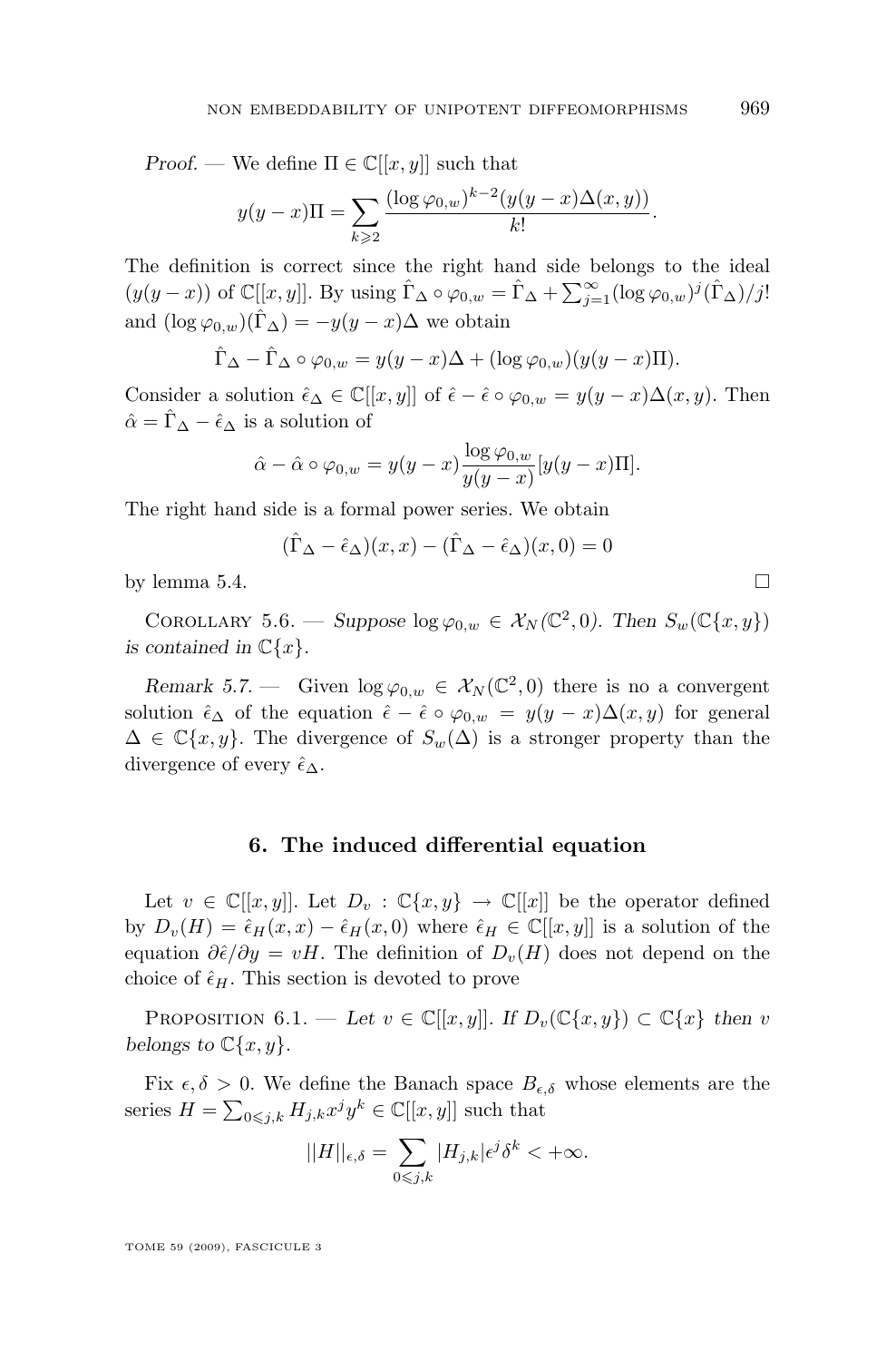*Proof.* — We define $\Pi \in \mathbb{C}[[x,y]]$ such that

$$y(y-x)\Pi = \sum_{k \geqslant 2} \frac{(\log \varphi_{0,w})^{k-2}(y(y-x)\Delta(x,y))}{k!}.$$

The definition is correct since the right hand side belongs to the ideal $(y(y-x))$ of $\mathbb{C}[[x,y]]$. By using $\hat{\Gamma}_\Delta \circ \varphi_{0,w} = \hat{\Gamma}_\Delta + \sum_{j=1}^{\infty} (\log \varphi_{0,w})^j (\hat{\Gamma}_\Delta)/j!$ and $(\log \varphi_{0,w})(\hat{\Gamma}_\Delta) = -y(y-x)\Delta$ we obtain

$$\hat{\Gamma}_\Delta - \hat{\Gamma}_\Delta \circ \varphi_{0,w} = y(y-x)\Delta + (\log \varphi_{0,w})(y(y-x)\Pi).$$

Consider a solution $\hat{\epsilon}_\Delta \in \mathbb{C}[[x,y]]$ of $\hat{\epsilon} - \hat{\epsilon} \circ \varphi_{0,w} = y(y-x)\Delta(x,y)$. Then $\hat{\alpha} = \hat{\Gamma}_\Delta - \hat{\epsilon}_\Delta$ is a solution of

$$\hat{\alpha} - \hat{\alpha} \circ \varphi_{0,w} = y(y-x)\frac{\log \varphi_{0,w}}{y(y-x)}[y(y-x)\Pi].$$

The right hand side is a formal power series. We obtain

$$(\hat{\Gamma}_\Delta - \hat{\epsilon}_\Delta)(x,x) - (\hat{\Gamma}_\Delta - \hat{\epsilon}_\Delta)(x,0) = 0$$

by lemma 5.4. $\square$

Corollary 5.6. — *Suppose* $\log \varphi_{0,w} \in \mathcal{X}_N(\mathbb{C}^2, 0)$*. Then* $S_w(\mathbb{C}\{x,y\})$ *is contained in* $\mathbb{C}\{x\}$*.*

*Remark 5.7.* — Given $\log \varphi_{0,w} \in \mathcal{X}_N(\mathbb{C}^2, 0)$ there is no a convergent solution $\hat{\epsilon}_\Delta$ of the equation $\hat{\epsilon} - \hat{\epsilon} \circ \varphi_{0,w} = y(y-x)\Delta(x,y)$ for general $\Delta \in \mathbb{C}\{x,y\}$. The divergence of $S_w(\Delta)$ is a stronger property than the divergence of every $\hat{\epsilon}_\Delta$.

## 6. The induced differential equation

Let $v \in \mathbb{C}[[x,y]]$. Let $D_v : \mathbb{C}\{x,y\} \to \mathbb{C}[[x]]$ be the operator defined by $D_v(H) = \hat{\epsilon}_H(x,x) - \hat{\epsilon}_H(x,0)$ where $\hat{\epsilon}_H \in \mathbb{C}[[x,y]]$ is a solution of the equation $\partial\hat{\epsilon}/\partial y = vH$. The definition of $D_v(H)$ does not depend on the choice of $\hat{\epsilon}_H$. This section is devoted to prove

Proposition 6.1. — *Let* $v \in \mathbb{C}[[x,y]]$*. If* $D_v(\mathbb{C}\{x,y\}) \subset \mathbb{C}\{x\}$ *then* $v$ *belongs to* $\mathbb{C}\{x,y\}$*.*

Fix $\epsilon, \delta > 0$. We define the Banach space $B_{\epsilon,\delta}$ whose elements are the series $H = \sum_{0 \leqslant j,k} H_{j,k} x^j y^k \in \mathbb{C}[[x,y]]$ such that

$$||H||_{\epsilon,\delta} = \sum_{0 \leqslant j,k} |H_{j,k}| \epsilon^j \delta^k < +\infty.$$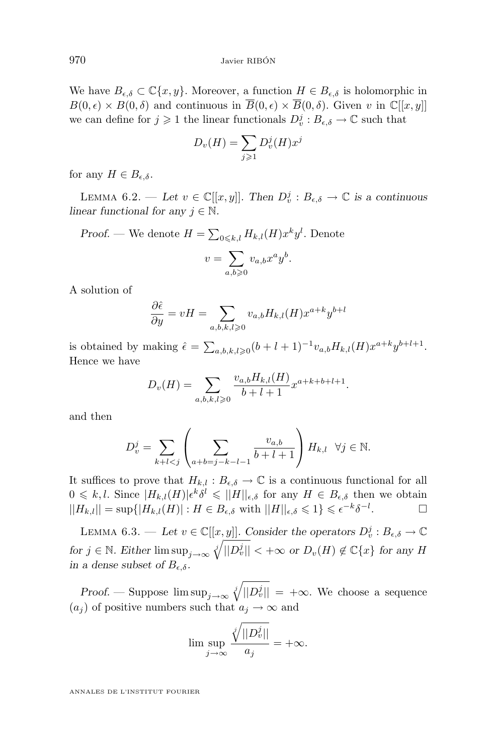We have $B_{\epsilon,\delta} \subset \mathbb{C}\{x,y\}$. Moreover, a function $H \in B_{\epsilon,\delta}$ is holomorphic in $B(0,\epsilon) \times B(0,\delta)$ and continuous in $\overline{B}(0,\epsilon) \times \overline{B}(0,\delta)$. Given $v$ in $\mathbb{C}[[x,y]]$ we can define for $j \geqslant 1$ the linear functionals $D_v^j : B_{\epsilon,\delta} \to \mathbb{C}$ such that

$$D_v(H) = \sum_{j \geqslant 1} D_v^j(H) x^j$$

for any $H \in B_{\epsilon,\delta}$.

Lemma 6.2. — *Let $v \in \mathbb{C}[[x,y]]$. Then $D_v^j : B_{\epsilon,\delta} \to \mathbb{C}$ is a continuous linear functional for any $j \in \mathbb{N}$.*

*Proof.* — We denote $H = \sum_{0 \leqslant k,l} H_{k,l}(H) x^k y^l$. Denote

$$v = \sum_{a,b \geqslant 0} v_{a,b} x^a y^b.$$

A solution of

$$\frac{\partial \hat{\epsilon}}{\partial y} = vH = \sum_{a,b,k,l \geqslant 0} v_{a,b} H_{k,l}(H) x^{a+k} y^{b+l}$$

is obtained by making $\hat{\epsilon} = \sum_{a,b,k,l \geqslant 0} (b+l+1)^{-1} v_{a,b} H_{k,l}(H) x^{a+k} y^{b+l+1}$. Hence we have

$$D_v(H) = \sum_{a,b,k,l \geqslant 0} \frac{v_{a,b} H_{k,l}(H)}{b+l+1} x^{a+k+b+l+1}.$$

and then

$$D_v^j = \sum_{k+l<j} \left( \sum_{a+b=j-k-l-1} \frac{v_{a,b}}{b+l+1} \right) H_{k,l} \quad \forall j \in \mathbb{N}.$$

It suffices to prove that $H_{k,l} : B_{\epsilon,\delta} \to \mathbb{C}$ is a continuous functional for all $0 \leqslant k,l$. Since $|H_{k,l}(H)| \epsilon^k \delta^l \leqslant ||H||_{\epsilon,\delta}$ for any $H \in B_{\epsilon,\delta}$ then we obtain $||H_{k,l}|| = \sup\{|H_{k,l}(H)| : H \in B_{\epsilon,\delta} \text{ with } ||H||_{\epsilon,\delta} \leqslant 1\} \leqslant \epsilon^{-k} \delta^{-l}$. $\square$

Lemma 6.3. — *Let $v \in \mathbb{C}[[x,y]]$. Consider the operators $D_v^j : B_{\epsilon,\delta} \to \mathbb{C}$ for $j \in \mathbb{N}$. Either $\limsup_{j \to \infty} \sqrt[j]{||D_v^j||} < +\infty$ or $D_v(H) \notin \mathbb{C}\{x\}$ for any $H$ in a dense subset of $B_{\epsilon,\delta}$.*

*Proof.* — Suppose $\limsup_{j \to \infty} \sqrt[j]{||D_v^j||} = +\infty$. We choose a sequence $(a_j)$ of positive numbers such that $a_j \to \infty$ and

$$\limsup_{j \to \infty} \frac{\sqrt[j]{||D_v^j||}}{a_j} = +\infty.$$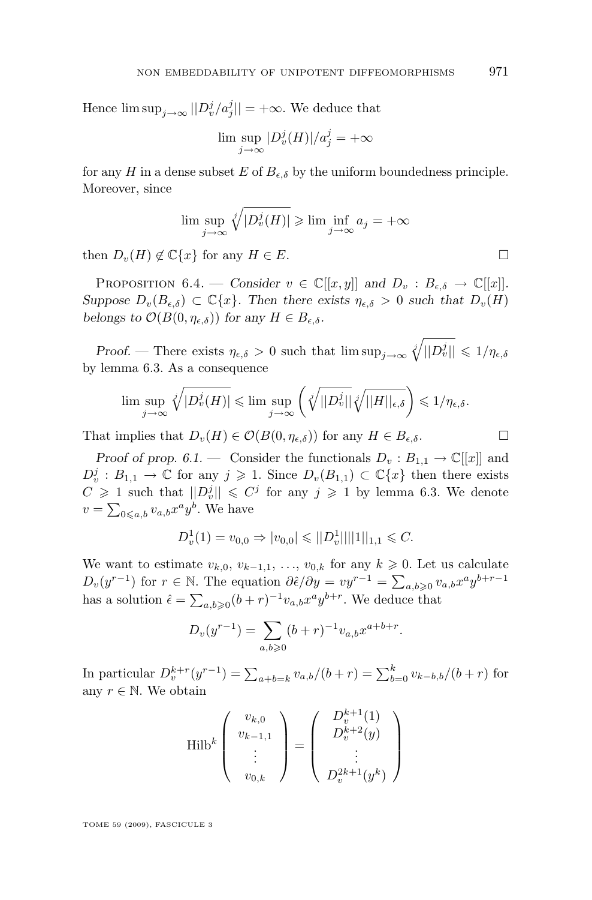Hence $\limsup_{j\to\infty} ||D_v^j/a_j^j|| = +\infty$. We deduce that

$$\limsup_{j\to\infty} |D_v^j(H)|/a_j^j = +\infty$$

for any $H$ in a dense subset $E$ of $B_{\epsilon,\delta}$ by the uniform boundedness principle. Moreover, since

$$\limsup_{j\to\infty} \sqrt[j]{|D_v^j(H)|} \geqslant \lim\inf_{j\to\infty} a_j = +\infty$$

then $D_v(H) \notin \mathbb{C}\{x\}$ for any $H \in E$. □

Proposition 6.4. — *Consider $v \in \mathbb{C}[[x,y]]$ and $D_v : B_{\epsilon,\delta} \to \mathbb{C}[[x]]$. Suppose $D_v(B_{\epsilon,\delta}) \subset \mathbb{C}\{x\}$. Then there exists $\eta_{\epsilon,\delta} > 0$ such that $D_v(H)$ belongs to $\mathcal{O}(B(0,\eta_{\epsilon,\delta}))$ for any $H \in B_{\epsilon,\delta}$.*

*Proof.* — There exists $\eta_{\epsilon,\delta} > 0$ such that $\limsup_{j\to\infty} \sqrt[j]{||D_v^j||} \leqslant 1/\eta_{\epsilon,\delta}$ by lemma 6.3. As a consequence

$$\limsup_{j\to\infty} \sqrt[j]{|D_v^j(H)|} \leqslant \limsup_{j\to\infty} \left( \sqrt[j]{||D_v^j||} \sqrt[j]{||H||_{\epsilon,\delta}} \right) \leqslant 1/\eta_{\epsilon,\delta}.$$

That implies that $D_v(H) \in \mathcal{O}(B(0,\eta_{\epsilon,\delta}))$ for any $H \in B_{\epsilon,\delta}$. □

*Proof of prop. 6.1.* — Consider the functionals $D_v : B_{1,1} \to \mathbb{C}[[x]]$ and $D_v^j : B_{1,1} \to \mathbb{C}$ for any $j \geqslant 1$. Since $D_v(B_{1,1}) \subset \mathbb{C}\{x\}$ then there exists $C \geqslant 1$ such that $||D_v^j|| \leqslant C^j$ for any $j \geqslant 1$ by lemma 6.3. We denote $v = \sum_{0\leqslant a,b} v_{a,b}x^a y^b$. We have

$$D_v^1(1) = v_{0,0} \Rightarrow |v_{0,0}| \leqslant ||D_v^1|| ||1||_{1,1} \leqslant C.$$

We want to estimate $v_{k,0}, v_{k-1,1}, \ldots, v_{0,k}$ for any $k \geqslant 0$. Let us calculate $D_v(y^{r-1})$ for $r \in \mathbb{N}$. The equation $\partial\hat{\epsilon}/\partial y = vy^{r-1} = \sum_{a,b\geqslant 0} v_{a,b}x^a y^{b+r-1}$ has a solution $\hat{\epsilon} = \sum_{a,b\geqslant 0}(b+r)^{-1}v_{a,b}x^a y^{b+r}$. We deduce that

$$D_v(y^{r-1}) = \sum_{a,b\geqslant 0} (b+r)^{-1} v_{a,b} x^{a+b+r}.$$

In particular $D_v^{k+r}(y^{r-1}) = \sum_{a+b=k} v_{a,b}/(b+r) = \sum_{b=0}^{k} v_{k-b,b}/(b+r)$ for any $r \in \mathbb{N}$. We obtain

$$\mathrm{Hilb}^k \begin{pmatrix} v_{k,0} \\ v_{k-1,1} \\ \vdots \\ v_{0,k} \end{pmatrix} = \begin{pmatrix} D_v^{k+1}(1) \\ D_v^{k+2}(y) \\ \vdots \\ D_v^{2k+1}(y^k) \end{pmatrix}$$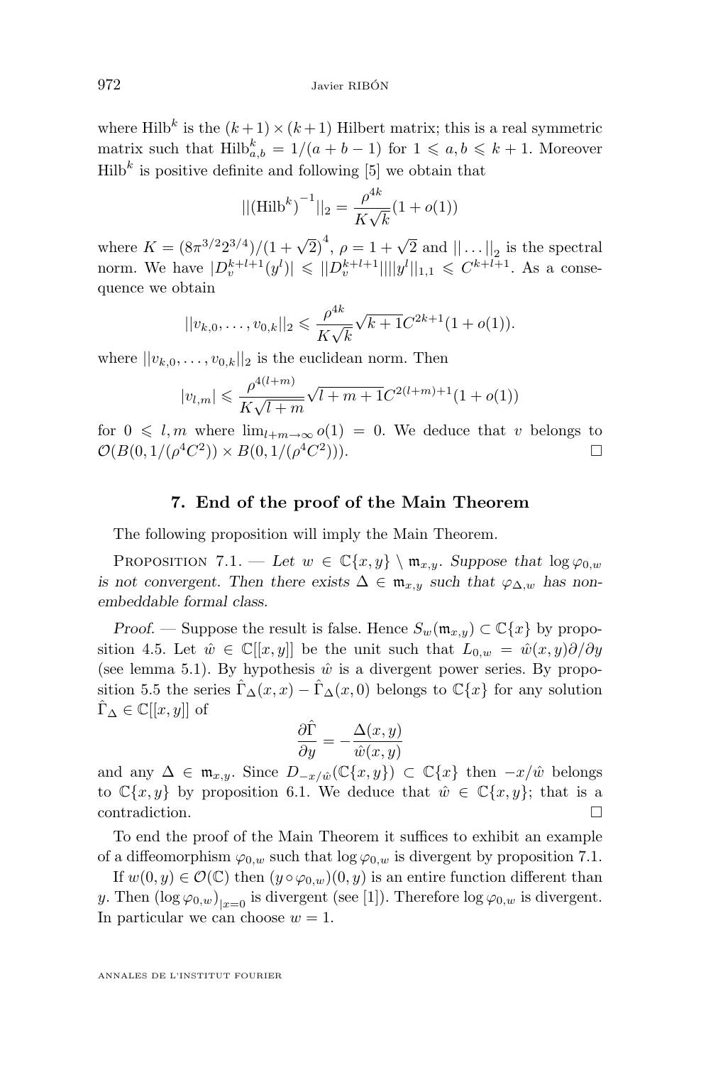where $\mathrm{Hilb}^k$ is the $(k+1)\times(k+1)$ Hilbert matrix; this is a real symmetric matrix such that $\mathrm{Hilb}^k_{a,b} = 1/(a+b-1)$ for $1 \leqslant a, b \leqslant k+1$. Moreover $\mathrm{Hilb}^k$ is positive definite and following [5] we obtain that

$$||(\mathrm{Hilb}^k)^{-1}||_2 = \frac{\rho^{4k}}{K\sqrt{k}}(1+o(1))$$

where $K = (8\pi^{3/2}2^{3/4})/(1+\sqrt{2})^4$, $\rho = 1+\sqrt{2}$ and $||\ldots||_2$ is the spectral norm. We have $|D_v^{k+l+1}(y^l)| \leqslant ||D_v^{k+l+1}|| \, ||y^l||_{1,1} \leqslant C^{k+l+1}$. As a consequence we obtain

$$||v_{k,0},\ldots,v_{0,k}||_2 \leqslant \frac{\rho^{4k}}{K\sqrt{k}}\sqrt{k+1}C^{2k+1}(1+o(1)).$$

where $||v_{k,0},\ldots,v_{0,k}||_2$ is the euclidean norm. Then

$$|v_{l,m}| \leqslant \frac{\rho^{4(l+m)}}{K\sqrt{l+m}}\sqrt{l+m+1}C^{2(l+m)+1}(1+o(1))$$

for $0 \leqslant l, m$ where $\lim_{l+m\to\infty} o(1) = 0$. We deduce that $v$ belongs to $\mathcal{O}(B(0,1/(\rho^4C^2)) \times B(0,1/(\rho^4C^2)))$. □

## 7. End of the proof of the Main Theorem

The following proposition will imply the Main Theorem.

Proposition 7.1. — *Let $w \in \mathbb{C}\{x,y\} \setminus \mathfrak{m}_{x,y}$. Suppose that $\log \varphi_{0,w}$ is not convergent. Then there exists $\Delta \in \mathfrak{m}_{x,y}$ such that $\varphi_{\Delta,w}$ has non-embeddable formal class.*

*Proof.* — Suppose the result is false. Hence $S_w(\mathfrak{m}_{x,y}) \subset \mathbb{C}\{x\}$ by proposition 4.5. Let $\hat{w} \in \mathbb{C}[[x,y]]$ be the unit such that $L_{0,w} = \hat{w}(x,y)\partial/\partial y$ (see lemma 5.1). By hypothesis $\hat{w}$ is a divergent power series. By proposition 5.5 the series $\hat{\Gamma}_\Delta(x,x) - \hat{\Gamma}_\Delta(x,0)$ belongs to $\mathbb{C}\{x\}$ for any solution $\hat{\Gamma}_\Delta \in \mathbb{C}[[x,y]]$ of

$$\frac{\partial \hat{\Gamma}}{\partial y} = -\frac{\Delta(x,y)}{\hat{w}(x,y)}$$

and any $\Delta \in \mathfrak{m}_{x,y}$. Since $D_{-x/\hat{w}}(\mathbb{C}\{x,y\}) \subset \mathbb{C}\{x\}$ then $-x/\hat{w}$ belongs to $\mathbb{C}\{x,y\}$ by proposition 6.1. We deduce that $\hat{w} \in \mathbb{C}\{x,y\}$; that is a contradiction. □

To end the proof of the Main Theorem it suffices to exhibit an example of a diffeomorphism $\varphi_{0,w}$ such that $\log \varphi_{0,w}$ is divergent by proposition 7.1.

If $w(0,y) \in \mathcal{O}(\mathbb{C})$ then $(y \circ \varphi_{0,w})(0,y)$ is an entire function different than $y$. Then $(\log \varphi_{0,w})_{|x=0}$ is divergent (see [1]). Therefore $\log \varphi_{0,w}$ is divergent. In particular we can choose $w = 1$.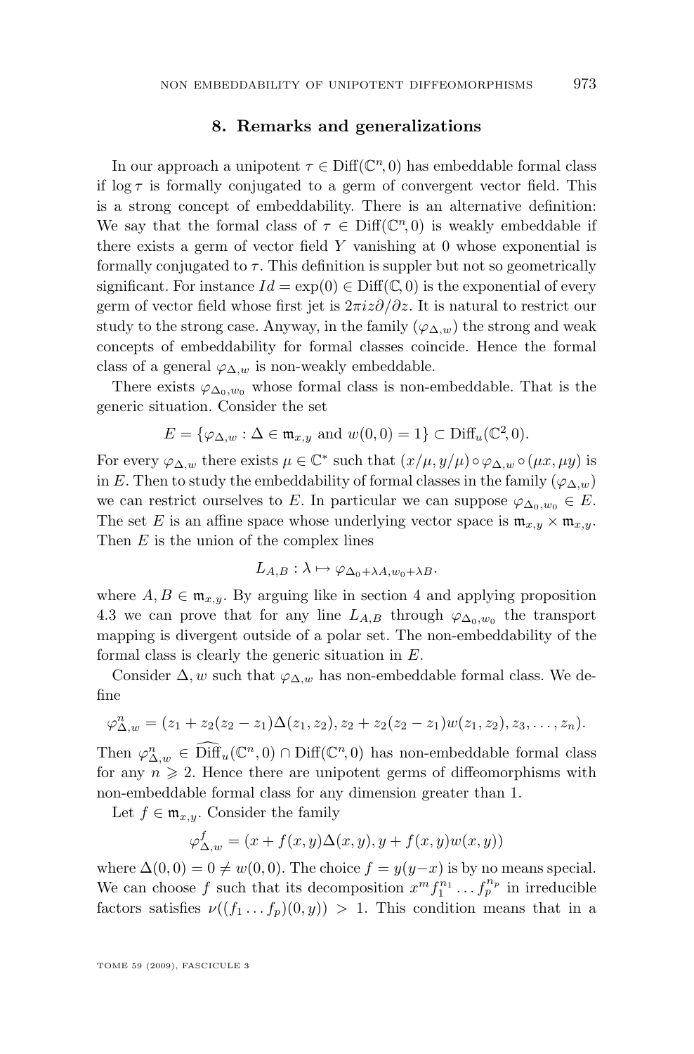## 8. Remarks and generalizations

In our approach a unipotent $\tau \in \mathrm{Diff}(\mathbb{C}^n, 0)$ has embeddable formal class if $\log \tau$ is formally conjugated to a germ of convergent vector field. This is a strong concept of embeddability. There is an alternative definition: We say that the formal class of $\tau \in \mathrm{Diff}(\mathbb{C}^n, 0)$ is weakly embeddable if there exists a germ of vector field $Y$ vanishing at 0 whose exponential is formally conjugated to $\tau$. This definition is suppler but not so geometrically significant. For instance $Id = \exp(0) \in \mathrm{Diff}(\mathbb{C}, 0)$ is the exponential of every germ of vector field whose first jet is $2\pi i z \partial/\partial z$. It is natural to restrict our study to the strong case. Anyway, in the family $(\varphi_{\Delta,w})$ the strong and weak concepts of embeddability for formal classes coincide. Hence the formal class of a general $\varphi_{\Delta,w}$ is non-weakly embeddable.

There exists $\varphi_{\Delta_0,w_0}$ whose formal class is non-embeddable. That is the generic situation. Consider the set

$$E = \{\varphi_{\Delta,w} : \Delta \in \mathfrak{m}_{x,y} \text{ and } w(0,0) = 1\} \subset \mathrm{Diff}_u(\mathbb{C}^2, 0).$$

For every $\varphi_{\Delta,w}$ there exists $\mu \in \mathbb{C}^*$ such that $(x/\mu, y/\mu) \circ \varphi_{\Delta,w} \circ (\mu x, \mu y)$ is in $E$. Then to study the embeddability of formal classes in the family $(\varphi_{\Delta,w})$ we can restrict ourselves to $E$. In particular we can suppose $\varphi_{\Delta_0,w_0} \in E$. The set $E$ is an affine space whose underlying vector space is $\mathfrak{m}_{x,y} \times \mathfrak{m}_{x,y}$. Then $E$ is the union of the complex lines

$$L_{A,B} : \lambda \mapsto \varphi_{\Delta_0 + \lambda A, w_0 + \lambda B}.$$

where $A, B \in \mathfrak{m}_{x,y}$. By arguing like in section 4 and applying proposition 4.3 we can prove that for any line $L_{A,B}$ through $\varphi_{\Delta_0,w_0}$ the transport mapping is divergent outside of a polar set. The non-embeddability of the formal class is clearly the generic situation in $E$.

Consider $\Delta, w$ such that $\varphi_{\Delta,w}$ has non-embeddable formal class. We define

$$\varphi_{\Delta,w}^n = (z_1 + z_2(z_2 - z_1)\Delta(z_1, z_2), z_2 + z_2(z_2 - z_1)w(z_1, z_2), z_3, \dots, z_n).$$

Then $\varphi_{\Delta,w}^n \in \widehat{\mathrm{Diff}}_u(\mathbb{C}^n, 0) \cap \mathrm{Diff}(\mathbb{C}^n, 0)$ has non-embeddable formal class for any $n \geqslant 2$. Hence there are unipotent germs of diffeomorphisms with non-embeddable formal class for any dimension greater than 1.

Let $f \in \mathfrak{m}_{x,y}$. Consider the family

$$\varphi_{\Delta,w}^f = (x + f(x,y)\Delta(x,y), y + f(x,y)w(x,y))$$

where $\Delta(0,0) = 0 \neq w(0,0)$. The choice $f = y(y-x)$ is by no means special. We can choose $f$ such that its decomposition $x^m f_1^{n_1} \dots f_p^{n_p}$ in irreducible factors satisfies $\nu((f_1 \dots f_p)(0,y)) > 1$. This condition means that in a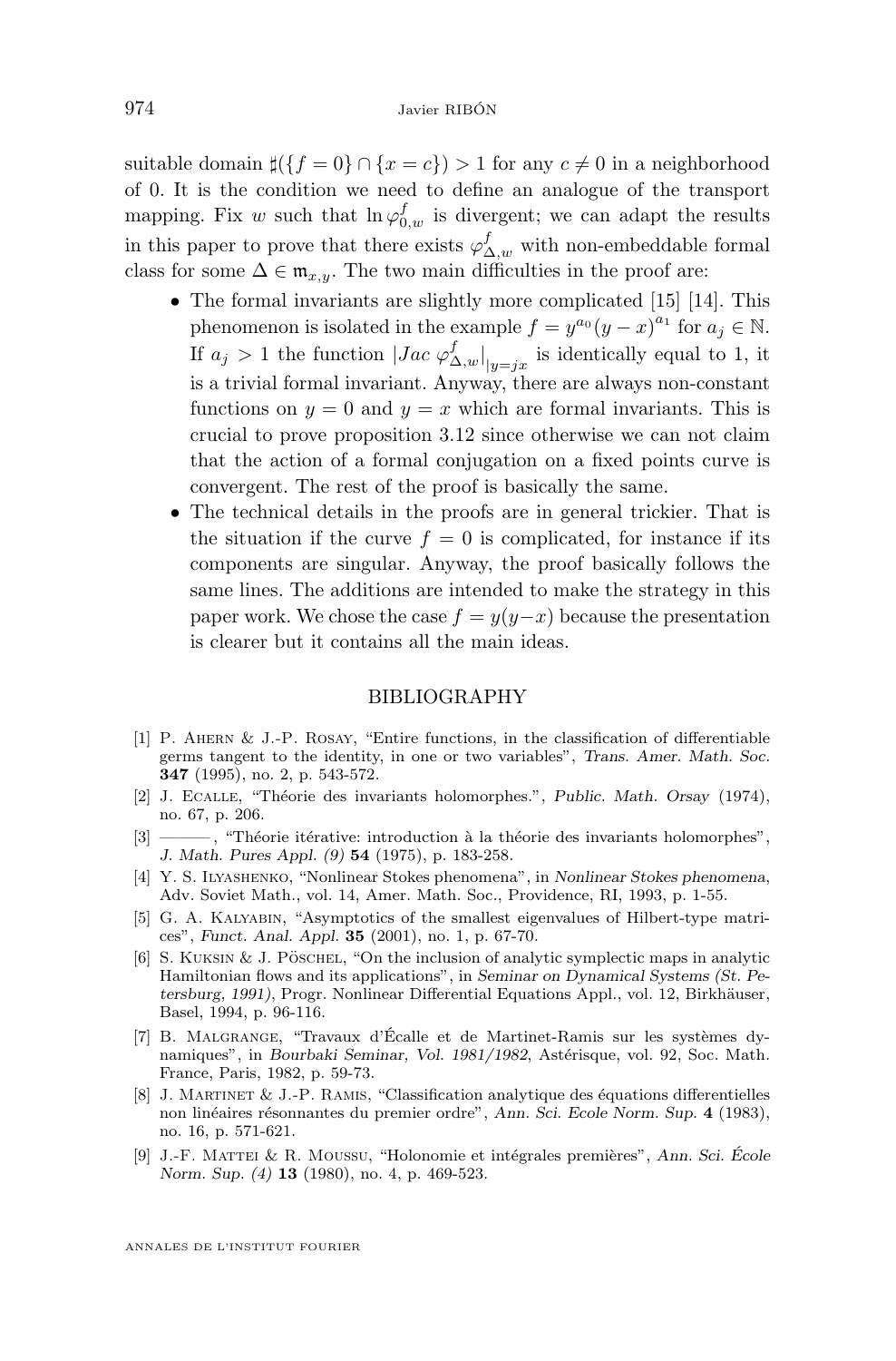suitable domain $\sharp(\{f=0\} \cap \{x=c\}) > 1$ for any $c \neq 0$ in a neighborhood of 0. It is the condition we need to define an analogue of the transport mapping. Fix $w$ such that $\ln \varphi_{0,w}^{f}$ is divergent; we can adapt the results in this paper to prove that there exists $\varphi_{\Delta,w}^{f}$ with non-embeddable formal class for some $\Delta \in \mathfrak{m}_{x,y}$. The two main difficulties in the proof are:

- The formal invariants are slightly more complicated [15] [14]. This phenomenon is isolated in the example $f = y^{a_0}(y-x)^{a_1}$ for $a_j \in \mathbb{N}$. If $a_j > 1$ the function $|Jac\, \varphi_{\Delta,w}^{f}|_{|y=jx}$ is identically equal to 1, it is a trivial formal invariant. Anyway, there are always non-constant functions on $y=0$ and $y=x$ which are formal invariants. This is crucial to prove proposition 3.12 since otherwise we can not claim that the action of a formal conjugation on a fixed points curve is convergent. The rest of the proof is basically the same.
- The technical details in the proofs are in general trickier. That is the situation if the curve $f=0$ is complicated, for instance if its components are singular. Anyway, the proof basically follows the same lines. The additions are intended to make the strategy in this paper work. We chose the case $f = y(y-x)$ because the presentation is clearer but it contains all the main ideas.

## BIBLIOGRAPHY

[1] P. Ahern & J.-P. Rosay, "Entire functions, in the classification of differentiable germs tangent to the identity, in one or two variables", *Trans. Amer. Math. Soc.* **347** (1995), no. 2, p. 543-572.

[2] J. Ecalle, "Théorie des invariants holomorphes.", *Public. Math. Orsay* (1974), no. 67, p. 206.

[3] ———, "Théorie itérative: introduction à la théorie des invariants holomorphes", *J. Math. Pures Appl. (9)* **54** (1975), p. 183-258.

[4] Y. S. Ilyashenko, "Nonlinear Stokes phenomena", in *Nonlinear Stokes phenomena*, Adv. Soviet Math., vol. 14, Amer. Math. Soc., Providence, RI, 1993, p. 1-55.

[5] G. A. Kalyabin, "Asymptotics of the smallest eigenvalues of Hilbert-type matrices", *Funct. Anal. Appl.* **35** (2001), no. 1, p. 67-70.

[6] S. Kuksin & J. Pöschel, "On the inclusion of analytic symplectic maps in analytic Hamiltonian flows and its applications", in *Seminar on Dynamical Systems (St. Petersburg, 1991)*, Progr. Nonlinear Differential Equations Appl., vol. 12, Birkhäuser, Basel, 1994, p. 96-116.

[7] B. Malgrange, "Travaux d'Écalle et de Martinet-Ramis sur les systèmes dynamiques", in *Bourbaki Seminar, Vol. 1981/1982*, Astérisque, vol. 92, Soc. Math. France, Paris, 1982, p. 59-73.

[8] J. Martinet & J.-P. Ramis, "Classification analytique des équations differentielles non linéaires résonnantes du premier ordre", *Ann. Sci. Ecole Norm. Sup.* **4** (1983), no. 16, p. 571-621.

[9] J.-F. Mattei & R. Moussu, "Holonomie et intégrales premières", *Ann. Sci. École Norm. Sup. (4)* **13** (1980), no. 4, p. 469-523.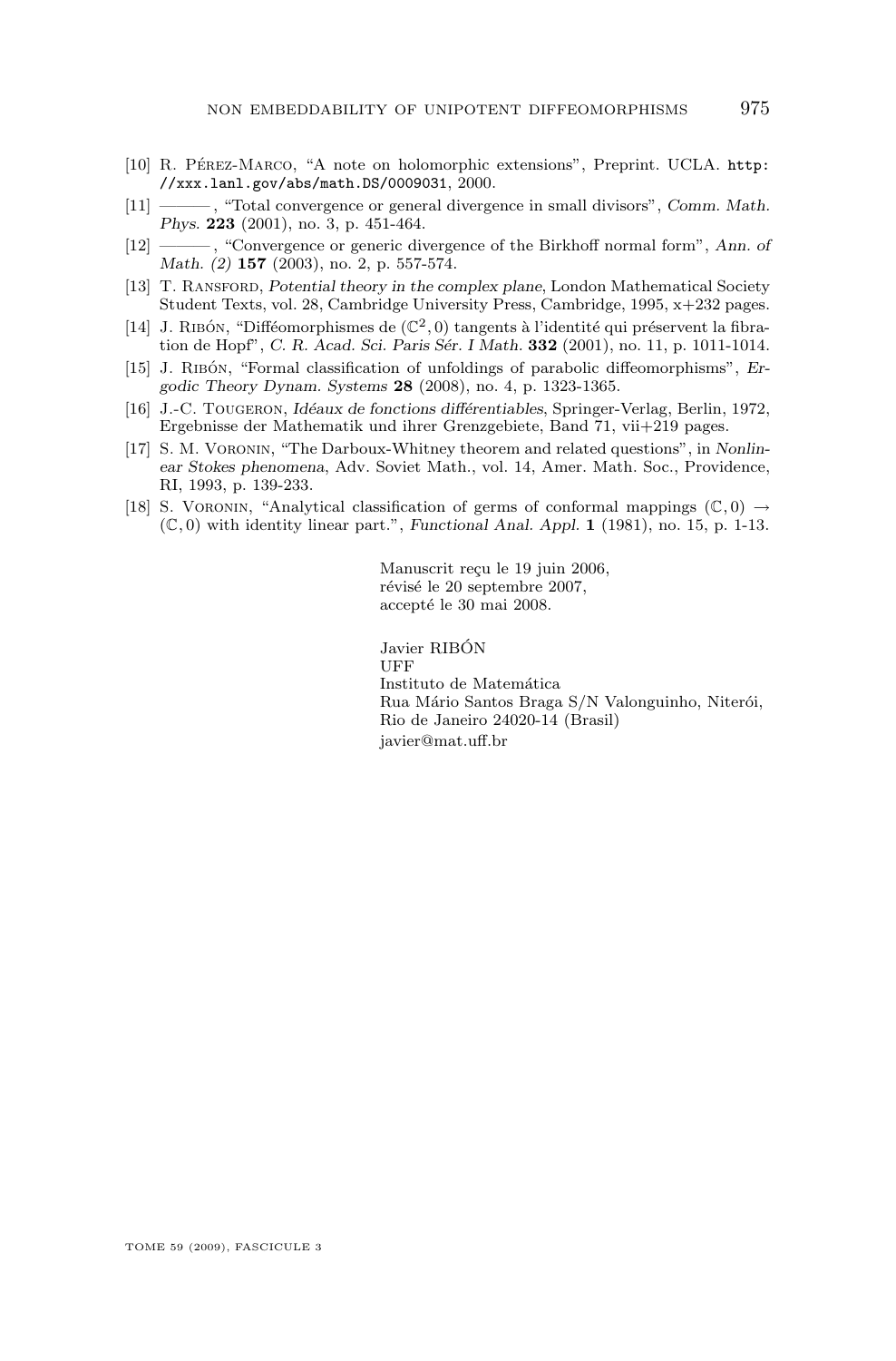[10] R. Pérez-Marco, "A note on holomorphic extensions", Preprint. UCLA. http://xxx.lanl.gov/abs/math.DS/0009031, 2000.

[11] ———, "Total convergence or general divergence in small divisors", *Comm. Math. Phys.* **223** (2001), no. 3, p. 451-464.

[12] ———, "Convergence or generic divergence of the Birkhoff normal form", *Ann. of Math. (2)* **157** (2003), no. 2, p. 557-574.

[13] T. Ransford, *Potential theory in the complex plane*, London Mathematical Society Student Texts, vol. 28, Cambridge University Press, Cambridge, 1995, x+232 pages.

[14] J. Ribón, "Difféomorphismes de $(\mathbb{C}^2, 0)$ tangents à l'identité qui préservent la fibration de Hopf", *C. R. Acad. Sci. Paris Sér. I Math.* **332** (2001), no. 11, p. 1011-1014.

[15] J. Ribón, "Formal classification of unfoldings of parabolic diffeomorphisms", *Ergodic Theory Dynam. Systems* **28** (2008), no. 4, p. 1323-1365.

[16] J.-C. Tougeron, *Idéaux de fonctions différentiables*, Springer-Verlag, Berlin, 1972, Ergebnisse der Mathematik und ihrer Grenzgebiete, Band 71, vii+219 pages.

[17] S. M. Voronin, "The Darboux-Whitney theorem and related questions", in *Nonlinear Stokes phenomena*, Adv. Soviet Math., vol. 14, Amer. Math. Soc., Providence, RI, 1993, p. 139-233.

[18] S. Voronin, "Analytical classification of germs of conformal mappings $(\mathbb{C}, 0) \to (\mathbb{C}, 0)$ with identity linear part.", *Functional Anal. Appl.* **1** (1981), no. 15, p. 1-13.

Manuscrit reçu le 19 juin 2006,
révisé le 20 septembre 2007,
accepté le 30 mai 2008.

Javier RIBÓN
UFF
Instituto de Matemática
Rua Mário Santos Braga S/N Valonguinho, Niterói,
Rio de Janeiro 24020-14 (Brasil)
javier@mat.uff.br